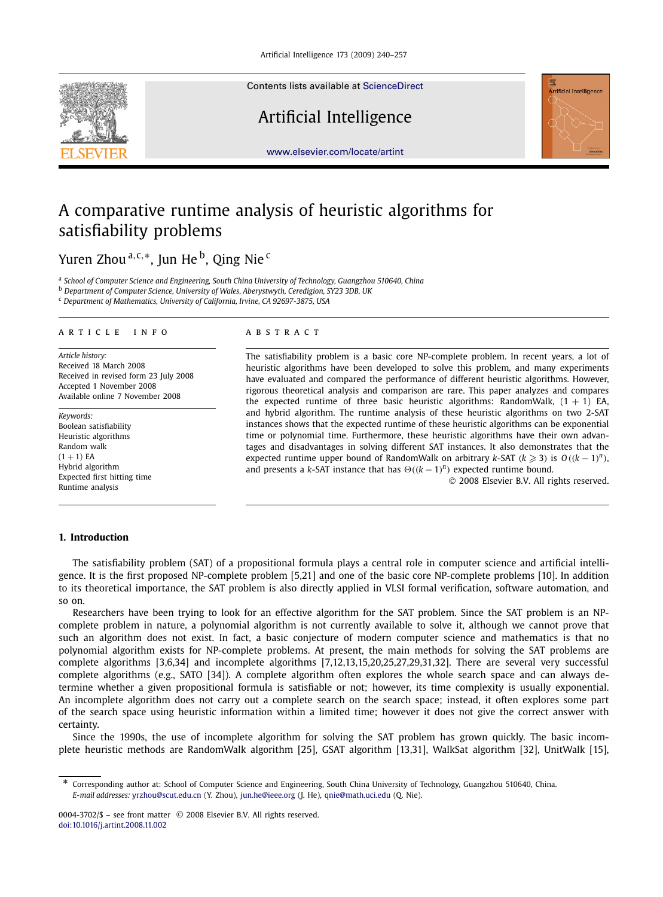# A comparative runtime analysis of heuristic algorithms for satisfiability problems

Yuren Zhou [a,c,*], Jun He [b], Qing Nie [c]

[a] School of Computer Science and Engineering, South China University of Technology, Guangzhou 510640, China
[b] Department of Computer Science, University of Wales, Aberystwyth, Ceredigion, SY23 3DB, UK
[c] Department of Mathematics, University of California, Irvine, CA 92697-3875, USA

**ARTICLE INFO**

*Article history:*
Received 18 March 2008
Received in revised form 23 July 2008
Accepted 1 November 2008
Available online 7 November 2008

*Keywords:*
Boolean satisfiability
Heuristic algorithms
Random walk
$(1+1)$ EA
Hybrid algorithm
Expected first hitting time
Runtime analysis

**ABSTRACT**

The satisfiability problem is a basic core NP-complete problem. In recent years, a lot of heuristic algorithms have been developed to solve this problem, and many experiments have evaluated and compared the performance of different heuristic algorithms. However, rigorous theoretical analysis and comparison are rare. This paper analyzes and compares the expected runtime of three basic heuristic algorithms: RandomWalk, $(1+1)$ EA, and hybrid algorithm. The runtime analysis of these heuristic algorithms on two 2-SAT instances shows that the expected runtime of these heuristic algorithms can be exponential time or polynomial time. Furthermore, these heuristic algorithms have their own advantages and disadvantages in solving different SAT instances. It also demonstrates that the expected runtime upper bound of RandomWalk on arbitrary $k$-SAT ($k \geqslant 3$) is $O((k-1)^n)$, and presents a $k$-SAT instance that has $\Theta((k-1)^n)$ expected runtime bound.

© 2008 Elsevier B.V. All rights reserved.

## 1. Introduction

The satisfiability problem (SAT) of a propositional formula plays a central role in computer science and artificial intelligence. It is the first proposed NP-complete problem [5,21] and one of the basic core NP-complete problems [10]. In addition to its theoretical importance, the SAT problem is also directly applied in VLSI formal verification, software automation, and so on.

Researchers have been trying to look for an effective algorithm for the SAT problem. Since the SAT problem is an NP-complete problem in nature, a polynomial algorithm is not currently available to solve it, although we cannot prove that such an algorithm does not exist. In fact, a basic conjecture of modern computer science and mathematics is that no polynomial algorithm exists for NP-complete problems. At present, the main methods for solving the SAT problems are complete algorithms [3,6,34] and incomplete algorithms [7,12,13,15,20,25,27,29,31,32]. There are several very successful complete algorithms (e.g., SATO [34]). A complete algorithm often explores the whole search space and can always determine whether a given propositional formula is satisfiable or not; however, its time complexity is usually exponential. An incomplete algorithm does not carry out a complete search on the search space; instead, it often explores some part of the search space using heuristic information within a limited time; however it does not give the correct answer with certainty.

Since the 1990s, the use of incomplete algorithm for solving the SAT problem has grown quickly. The basic incomplete heuristic methods are RandomWalk algorithm [25], GSAT algorithm [13,31], WalkSat algorithm [32], UnitWalk [15],

* Corresponding author at: School of Computer Science and Engineering, South China University of Technology, Guangzhou 510640, China.
*E-mail addresses:* yrzhou@scut.edu.cn (Y. Zhou), jun.he@ieee.org (J. He), qnie@math.uci.edu (Q. Nie).

0004-3702/$ – see front matter © 2008 Elsevier B.V. All rights reserved.
doi:10.1016/j.artint.2008.11.002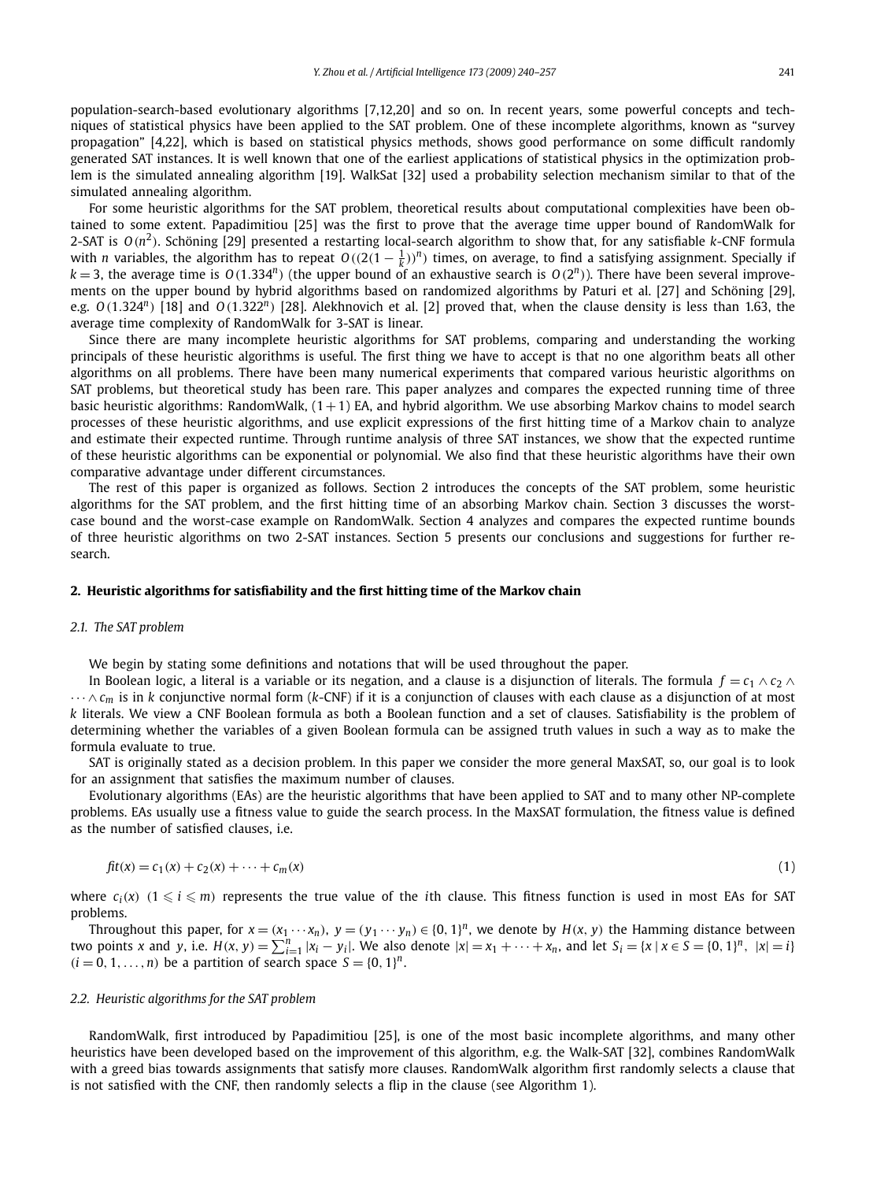population-search-based evolutionary algorithms [7,12,20] and so on. In recent years, some powerful concepts and techniques of statistical physics have been applied to the SAT problem. One of these incomplete algorithms, known as "survey propagation" [4,22], which is based on statistical physics methods, shows good performance on some difficult randomly generated SAT instances. It is well known that one of the earliest applications of statistical physics in the optimization problem is the simulated annealing algorithm [19]. WalkSat [32] used a probability selection mechanism similar to that of the simulated annealing algorithm.

For some heuristic algorithms for the SAT problem, theoretical results about computational complexities have been obtained to some extent. Papadimitiou [25] was the first to prove that the average time upper bound of RandomWalk for 2-SAT is $O(n^2)$. Schöning [29] presented a restarting local-search algorithm to show that, for any satisfiable $k$-CNF formula with $n$ variables, the algorithm has to repeat $O((2(1-\frac{1}{k}))^n)$ times, on average, to find a satisfying assignment. Specially if $k=3$, the average time is $O(1.334^n)$ (the upper bound of an exhaustive search is $O(2^n)$). There have been several improvements on the upper bound by hybrid algorithms based on randomized algorithms by Paturi et al. [27] and Schöning [29], e.g. $O(1.324^n)$ [18] and $O(1.322^n)$ [28]. Alekhnovich et al. [2] proved that, when the clause density is less than 1.63, the average time complexity of RandomWalk for 3-SAT is linear.

Since there are many incomplete heuristic algorithms for SAT problems, comparing and understanding the working principals of these heuristic algorithms is useful. The first thing we have to accept is that no one algorithm beats all other algorithms on all problems. There have been many numerical experiments that compared various heuristic algorithms on SAT problems, but theoretical study has been rare. This paper analyzes and compares the expected running time of three basic heuristic algorithms: RandomWalk, $(1+1)$ EA, and hybrid algorithm. We use absorbing Markov chains to model search processes of these heuristic algorithms, and use explicit expressions of the first hitting time of a Markov chain to analyze and estimate their expected runtime. Through runtime analysis of three SAT instances, we show that the expected runtime of these heuristic algorithms can be exponential or polynomial. We also find that these heuristic algorithms have their own comparative advantage under different circumstances.

The rest of this paper is organized as follows. Section 2 introduces the concepts of the SAT problem, some heuristic algorithms for the SAT problem, and the first hitting time of an absorbing Markov chain. Section 3 discusses the worst-case bound and the worst-case example on RandomWalk. Section 4 analyzes and compares the expected runtime bounds of three heuristic algorithms on two 2-SAT instances. Section 5 presents our conclusions and suggestions for further research.

## 2. Heuristic algorithms for satisfiability and the first hitting time of the Markov chain

### 2.1. The SAT problem

We begin by stating some definitions and notations that will be used throughout the paper.

In Boolean logic, a literal is a variable or its negation, and a clause is a disjunction of literals. The formula $f = c_1 \wedge c_2 \wedge \cdots \wedge c_m$ is in $k$ conjunctive normal form ($k$-CNF) if it is a conjunction of clauses with each clause as a disjunction of at most $k$ literals. We view a CNF Boolean formula as both a Boolean function and a set of clauses. Satisfiability is the problem of determining whether the variables of a given Boolean formula can be assigned truth values in such a way as to make the formula evaluate to true.

SAT is originally stated as a decision problem. In this paper we consider the more general MaxSAT, so, our goal is to look for an assignment that satisfies the maximum number of clauses.

Evolutionary algorithms (EAs) are the heuristic algorithms that have been applied to SAT and to many other NP-complete problems. EAs usually use a fitness value to guide the search process. In the MaxSAT formulation, the fitness value is defined as the number of satisfied clauses, i.e.

$$fit(x) = c_1(x) + c_2(x) + \cdots + c_m(x) \tag{1}$$

where $c_i(x)$ $(1 \leqslant i \leqslant m)$ represents the true value of the $i$th clause. This fitness function is used in most EAs for SAT problems.

Throughout this paper, for $x = (x_1 \cdots x_n),\ y = (y_1 \cdots y_n) \in \{0,1\}^n$, we denote by $H(x, y)$ the Hamming distance between two points $x$ and $y$, i.e. $H(x, y) = \sum_{i=1}^{n} |x_i - y_i|$. We also denote $|x| = x_1 + \cdots + x_n$, and let $S_i = \{x \mid x \in S = \{0,1\}^n,\ |x| = i\}$ $(i = 0, 1, \ldots, n)$ be a partition of search space $S = \{0,1\}^n$.

### 2.2. Heuristic algorithms for the SAT problem

RandomWalk, first introduced by Papadimitiou [25], is one of the most basic incomplete algorithms, and many other heuristics have been developed based on the improvement of this algorithm, e.g. the Walk-SAT [32], combines RandomWalk with a greed bias towards assignments that satisfy more clauses. RandomWalk algorithm first randomly selects a clause that is not satisfied with the CNF, then randomly selects a flip in the clause (see Algorithm 1).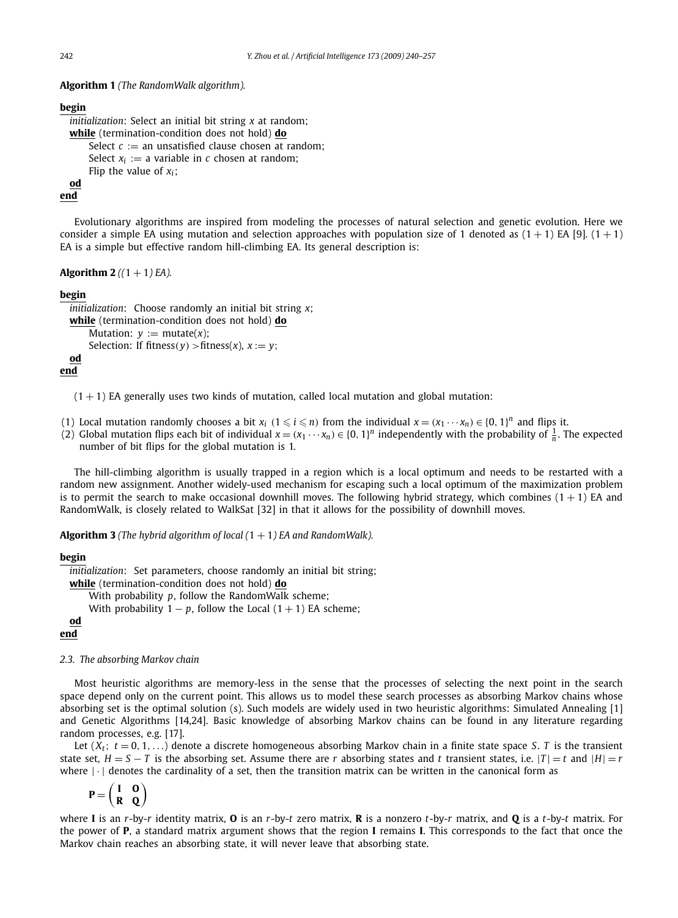**Algorithm 1** *(The RandomWalk algorithm).*

```
begin
  initialization: Select an initial bit string x at random;
  while (termination-condition does not hold) do
      Select c := an unsatisfied clause chosen at random;
      Select x_i := a variable in c chosen at random;
      Flip the value of x_i;
  od
end
```

Evolutionary algorithms are inspired from modeling the processes of natural selection and genetic evolution. Here we consider a simple EA using mutation and selection approaches with population size of 1 denoted as $(1+1)$ EA [9]. $(1+1)$ EA is a simple but effective random hill-climbing EA. Its general description is:

**Algorithm 2** *($(1+1)$ EA).*

```
begin
  initialization: Choose randomly an initial bit string x;
  while (termination-condition does not hold) do
      Mutation: y := mutate(x);
      Selection: If fitness(y) >fitness(x), x := y;
  od
end
```

$(1+1)$ EA generally uses two kinds of mutation, called local mutation and global mutation:

(1) Local mutation randomly chooses a bit $x_i$ $(1 \leqslant i \leqslant n)$ from the individual $x = (x_1 \cdots x_n) \in \{0,1\}^n$ and flips it.
(2) Global mutation flips each bit of individual $x = (x_1 \cdots x_n) \in \{0,1\}^n$ independently with the probability of $\frac{1}{n}$. The expected number of bit flips for the global mutation is 1.

The hill-climbing algorithm is usually trapped in a region which is a local optimum and needs to be restarted with a random new assignment. Another widely-used mechanism for escaping such a local optimum of the maximization problem is to permit the search to make occasional downhill moves. The following hybrid strategy, which combines $(1+1)$ EA and RandomWalk, is closely related to WalkSat [32] in that it allows for the possibility of downhill moves.

**Algorithm 3** *(The hybrid algorithm of local $(1+1)$ EA and RandomWalk).*

```
begin
  initialization: Set parameters, choose randomly an initial bit string;
  while (termination-condition does not hold) do
      With probability p, follow the RandomWalk scheme;
      With probability 1 − p, follow the Local (1 + 1) EA scheme;
  od
end
```

### 2.3. The absorbing Markov chain

Most heuristic algorithms are memory-less in the sense that the processes of selecting the next point in the search space depend only on the current point. This allows us to model these search processes as absorbing Markov chains whose absorbing set is the optimal solution (s). Such models are widely used in two heuristic algorithms: Simulated Annealing [1] and Genetic Algorithms [14,24]. Basic knowledge of absorbing Markov chains can be found in any literature regarding random processes, e.g. [17].

Let $(X_t;\ t = 0, 1, \ldots)$ denote a discrete homogeneous absorbing Markov chain in a finite state space $S$. $T$ is the transient state set, $H = S - T$ is the absorbing set. Assume there are $r$ absorbing states and $t$ transient states, i.e. $|T| = t$ and $|H| = r$ where $|\cdot|$ denotes the cardinality of a set, then the transition matrix can be written in the canonical form as

$$\mathbf{P} = \begin{pmatrix} \mathbf{I} & \mathbf{O} \\ \mathbf{R} & \mathbf{Q} \end{pmatrix}$$

where $\mathbf{I}$ is an $r$-by-$r$ identity matrix, $\mathbf{O}$ is an $r$-by-$t$ zero matrix, $\mathbf{R}$ is a nonzero $t$-by-$r$ matrix, and $\mathbf{Q}$ is a $t$-by-$t$ matrix. For the power of $\mathbf{P}$, a standard matrix argument shows that the region $\mathbf{I}$ remains $\mathbf{I}$. This corresponds to the fact that once the Markov chain reaches an absorbing state, it will never leave that absorbing state.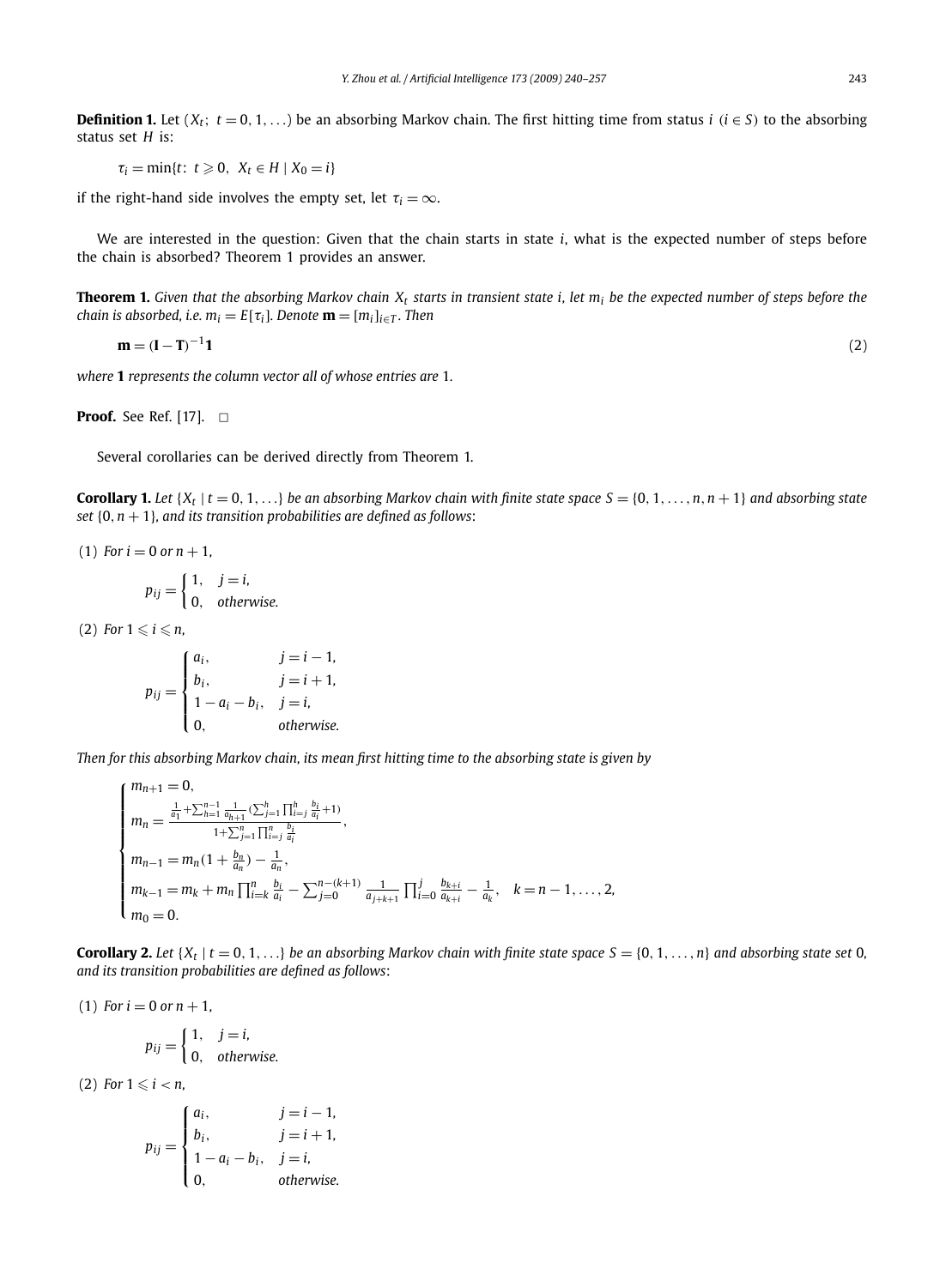**Definition 1.** Let $(X_t;\ t = 0, 1, \ldots)$ be an absorbing Markov chain. The first hitting time from status $i$ $(i \in S)$ to the absorbing status set $H$ is:

$$\tau_i = \min\{t\colon\ t \geqslant 0,\ X_t \in H \mid X_0 = i\}$$

if the right-hand side involves the empty set, let $\tau_i = \infty$.

We are interested in the question: Given that the chain starts in state $i$, what is the expected number of steps before the chain is absorbed? Theorem 1 provides an answer.

**Theorem 1.** *Given that the absorbing Markov chain $X_t$ starts in transient state $i$, let $m_i$ be the expected number of steps before the chain is absorbed, i.e. $m_i = E[\tau_i]$. Denote $\mathbf{m} = [m_i]_{i \in T}$. Then*

$$\mathbf{m} = (\mathbf{I} - \mathbf{T})^{-1}\mathbf{1} \tag{2}$$

*where* $\mathbf{1}$ *represents the column vector all of whose entries are* 1.

**Proof.** See Ref. [17]. □

Several corollaries can be derived directly from Theorem 1.

**Corollary 1.** *Let $\{X_t \mid t = 0, 1, \ldots\}$ be an absorbing Markov chain with finite state space $S = \{0, 1, \ldots, n, n+1\}$ and absorbing state set $\{0, n+1\}$, and its transition probabilities are defined as follows*:

(1) *For $i = 0$ or $n+1$,*

$$p_{ij} = \begin{cases} 1, & j = i, \\ 0, & \text{otherwise.} \end{cases}$$

(2) *For $1 \leqslant i \leqslant n$,*

$$p_{ij} = \begin{cases} a_i, & j = i-1, \\ b_i, & j = i+1, \\ 1 - a_i - b_i, & j = i, \\ 0, & \text{otherwise.} \end{cases}$$

*Then for this absorbing Markov chain, its mean first hitting time to the absorbing state is given by*

$$\begin{cases} m_{n+1} = 0, \\ m_n = \dfrac{\frac{1}{a_1} + \sum_{h=1}^{n-1} \frac{1}{a_{h+1}} (\sum_{j=1}^{h} \prod_{i=j}^{h} \frac{b_i}{a_i} + 1)}{1 + \sum_{j=1}^{n} \prod_{i=j}^{n} \frac{b_i}{a_i}}, \\ m_{n-1} = m_n(1 + \frac{b_n}{a_n}) - \frac{1}{a_n}, \\ m_{k-1} = m_k + m_n \prod_{i=k}^{n} \frac{b_i}{a_i} - \sum_{j=0}^{n-(k+1)} \frac{1}{a_{j+k+1}} \prod_{i=0}^{j} \frac{b_{k+i}}{a_{k+i}} - \frac{1}{a_k}, \quad k = n-1, \ldots, 2, \\ m_0 = 0. \end{cases}$$

**Corollary 2.** *Let $\{X_t \mid t = 0, 1, \ldots\}$ be an absorbing Markov chain with finite state space $S = \{0, 1, \ldots, n\}$ and absorbing state set 0, and its transition probabilities are defined as follows*:

(1) *For $i = 0$ or $n+1$,*

$$p_{ij} = \begin{cases} 1, & j = i, \\ 0, & \text{otherwise.} \end{cases}$$

(2) *For $1 \leqslant i < n$,*

$$p_{ij} = \begin{cases} a_i, & j = i-1, \\ b_i, & j = i+1, \\ 1 - a_i - b_i, & j = i, \\ 0, & \text{otherwise.} \end{cases}$$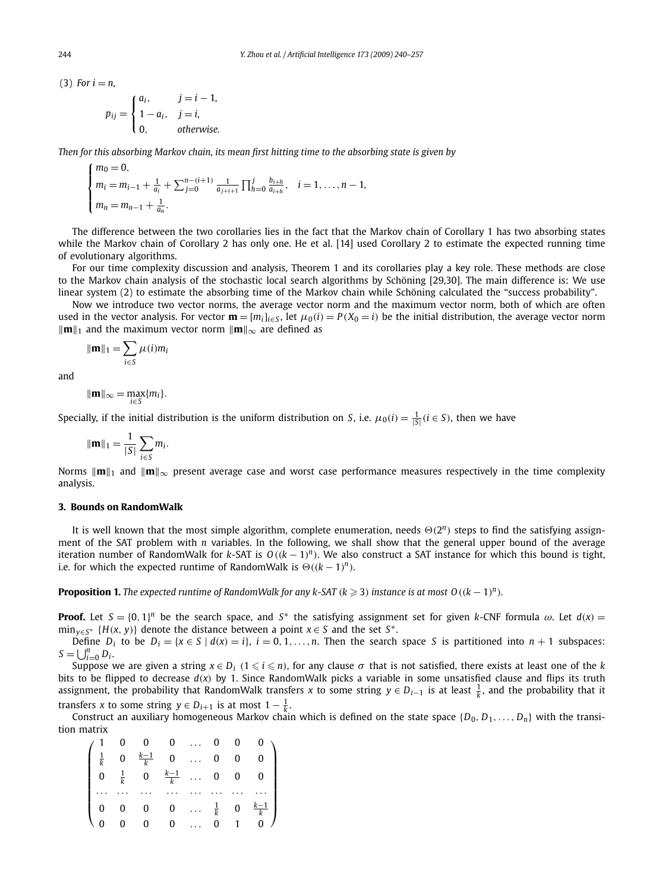(3) *For* $i = n$,

$$p_{ij} = \begin{cases} a_i, & j = i-1, \\ 1 - a_i, & j = i, \\ 0, & \text{otherwise.} \end{cases}$$

*Then for this absorbing Markov chain, its mean first hitting time to the absorbing state is given by*

$$\begin{cases} m_0 = 0, \\ m_i = m_{i-1} + \frac{1}{a_i} + \sum_{j=0}^{n-(i+1)} \frac{1}{a_{j+i+1}} \prod_{h=0}^{j} \frac{b_{i+h}}{a_{i+h}}, \quad i = 1, \ldots, n-1, \\ m_n = m_{n-1} + \frac{1}{a_n}. \end{cases}$$

The difference between the two corollaries lies in the fact that the Markov chain of Corollary 1 has two absorbing states while the Markov chain of Corollary 2 has only one. He et al. [14] used Corollary 2 to estimate the expected running time of evolutionary algorithms.

For our time complexity discussion and analysis, Theorem 1 and its corollaries play a key role. These methods are close to the Markov chain analysis of the stochastic local search algorithms by Schöning [29,30]. The main difference is: We use linear system (2) to estimate the absorbing time of the Markov chain while Schöning calculated the "success probability".

Now we introduce two vector norms, the average vector norm and the maximum vector norm, both of which are often used in the vector analysis. For vector $\mathbf{m} = [m_i]_{i \in S}$, let $\mu_0(i) = P(X_0 = i)$ be the initial distribution, the average vector norm $\|\mathbf{m}\|_1$ and the maximum vector norm $\|\mathbf{m}\|_\infty$ are defined as

$$\|\mathbf{m}\|_1 = \sum_{i \in S} \mu(i) m_i$$

and

$$\|\mathbf{m}\|_\infty = \max_{i \in S} \{m_i\}.$$

Specially, if the initial distribution is the uniform distribution on $S$, i.e. $\mu_0(i) = \frac{1}{|S|} (i \in S)$, then we have

$$\|\mathbf{m}\|_1 = \frac{1}{|S|} \sum_{i \in S} m_i.$$

Norms $\|\mathbf{m}\|_1$ and $\|\mathbf{m}\|_\infty$ present average case and worst case performance measures respectively in the time complexity analysis.

## 3. Bounds on RandomWalk

It is well known that the most simple algorithm, complete enumeration, needs $\Theta(2^n)$ steps to find the satisfying assignment of the SAT problem with $n$ variables. In the following, we shall show that the general upper bound of the average iteration number of RandomWalk for $k$-SAT is $O((k-1)^n)$. We also construct a SAT instance for which this bound is tight, i.e. for which the expected runtime of RandomWalk is $\Theta((k-1)^n)$.

**Proposition 1.** *The expected runtime of RandomWalk for any k-SAT* ($k \geqslant 3$) *instance is at most* $O((k-1)^n)$.

**Proof.** Let $S = \{0,1\}^n$ be the search space, and $S^*$ the satisfying assignment set for given $k$-CNF formula $\omega$. Let $d(x) = \min_{y \in S^*} \{H(x, y)\}$ denote the distance between a point $x \in S$ and the set $S^*$.

Define $D_i$ to be $D_i = \{x \in S \mid d(x) = i\}$, $i = 0, 1, \ldots, n$. Then the search space $S$ is partitioned into $n+1$ subspaces: $S = \bigcup_{i=0}^{n} D_i$.

Suppose we are given a string $x \in D_i$ $(1 \leqslant i \leqslant n)$, for any clause $\sigma$ that is not satisfied, there exists at least one of the $k$ bits to be flipped to decrease $d(x)$ by 1. Since RandomWalk picks a variable in some unsatisfied clause and flips its truth assignment, the probability that RandomWalk transfers $x$ to some string $y \in D_{i-1}$ is at least $\frac{1}{k}$, and the probability that it transfers $x$ to some string $y \in D_{i+1}$ is at most $1 - \frac{1}{k}$.

Construct an auxiliary homogeneous Markov chain which is defined on the state space $\{D_0, D_1, \ldots, D_n\}$ with the transition matrix

$$\begin{pmatrix} 1 & 0 & 0 & 0 & \ldots & 0 & 0 & 0 \\ \frac{1}{k} & 0 & \frac{k-1}{k} & 0 & \ldots & 0 & 0 & 0 \\ 0 & \frac{1}{k} & 0 & \frac{k-1}{k} & \ldots & 0 & 0 & 0 \\ \ldots & \ldots & \ldots & \ldots & \ldots & \ldots & \ldots & \ldots \\ 0 & 0 & 0 & 0 & \ldots & \frac{1}{k} & 0 & \frac{k-1}{k} \\ 0 & 0 & 0 & 0 & \ldots & 0 & 1 & 0 \end{pmatrix}$$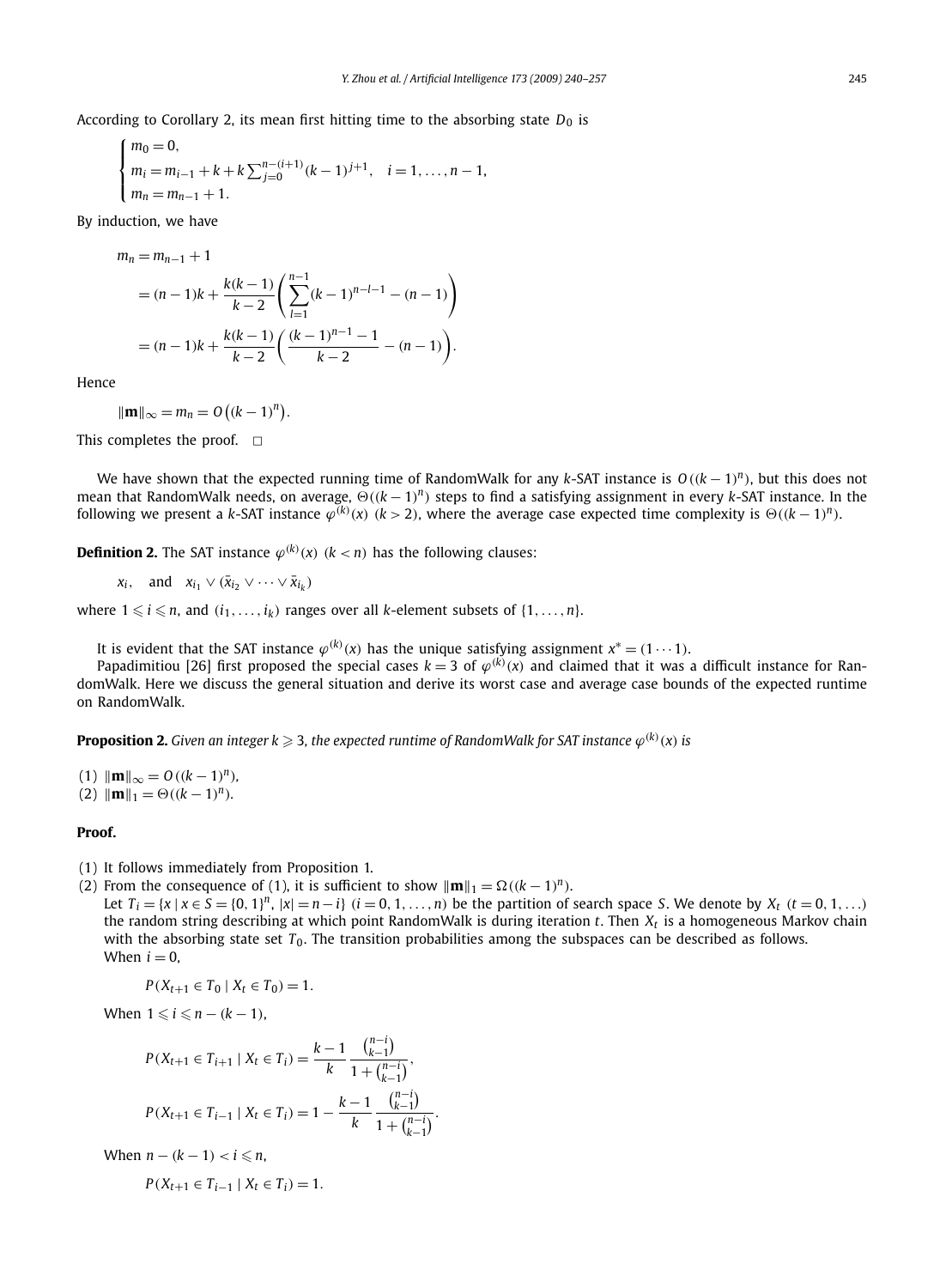According to Corollary 2, its mean first hitting time to the absorbing state $D_0$ is

$$
\begin{cases}
m_0 = 0, \\
m_i = m_{i-1} + k + k\sum_{j=0}^{n-(i+1)}(k-1)^{j+1}, \quad i = 1, \ldots, n-1, \\
m_n = m_{n-1} + 1.
\end{cases}
$$

By induction, we have

$$
\begin{aligned}
m_n &= m_{n-1} + 1 \\
&= (n-1)k + \frac{k(k-1)}{k-2}\left(\sum_{l=1}^{n-1}(k-1)^{n-l-1} - (n-1)\right) \\
&= (n-1)k + \frac{k(k-1)}{k-2}\left(\frac{(k-1)^{n-1}-1}{k-2} - (n-1)\right).
\end{aligned}
$$

Hence

$$
\|\mathbf{m}\|_\infty = m_n = O\big((k-1)^n\big).
$$

This completes the proof. □

We have shown that the expected running time of RandomWalk for any $k$-SAT instance is $O((k-1)^n)$, but this does not mean that RandomWalk needs, on average, $\Theta((k-1)^n)$ steps to find a satisfying assignment in every $k$-SAT instance. In the following we present a $k$-SAT instance $\varphi^{(k)}(x)$ $(k > 2)$, where the average case expected time complexity is $\Theta((k-1)^n)$.

**Definition 2.** The SAT instance $\varphi^{(k)}(x)$ $(k < n)$ has the following clauses:

$$
x_i, \quad \text{and} \quad x_{i_1} \vee (\bar{x}_{i_2} \vee \cdots \vee \bar{x}_{i_k})
$$

where $1 \leqslant i \leqslant n$, and $(i_1, \ldots, i_k)$ ranges over all $k$-element subsets of $\{1, \ldots, n\}$.

It is evident that the SAT instance $\varphi^{(k)}(x)$ has the unique satisfying assignment $x^* = (1 \cdots 1)$.

Papadimitiou [26] first proposed the special cases $k = 3$ of $\varphi^{(k)}(x)$ and claimed that it was a difficult instance for RandomWalk. Here we discuss the general situation and derive its worst case and average case bounds of the expected runtime on RandomWalk.

**Proposition 2.** *Given an integer $k \geqslant 3$, the expected runtime of RandomWalk for SAT instance $\varphi^{(k)}(x)$ is*

(1) $\|\mathbf{m}\|_\infty = O((k-1)^n)$,
(2) $\|\mathbf{m}\|_1 = \Theta((k-1)^n)$.

**Proof.**

(1) It follows immediately from Proposition 1.

(2) From the consequence of (1), it is sufficient to show $\|\mathbf{m}\|_1 = \Omega((k-1)^n)$.

Let $T_i = \{x \mid x \in S = \{0,1\}^n, |x| = n - i\}$ $(i = 0, 1, \ldots, n)$ be the partition of search space $S$. We denote by $X_t$ $(t = 0, 1, \ldots)$ the random string describing at which point RandomWalk is during iteration $t$. Then $X_t$ is a homogeneous Markov chain with the absorbing state set $T_0$. The transition probabilities among the subspaces can be described as follows.

When $i = 0$,

$$
P(X_{t+1} \in T_0 \mid X_t \in T_0) = 1.
$$

When $1 \leqslant i \leqslant n - (k-1)$,

$$
P(X_{t+1} \in T_{i+1} \mid X_t \in T_i) = \frac{k-1}{k}\frac{\binom{n-i}{k-1}}{1 + \binom{n-i}{k-1}},
$$

$$
P(X_{t+1} \in T_{i-1} \mid X_t \in T_i) = 1 - \frac{k-1}{k}\frac{\binom{n-i}{k-1}}{1 + \binom{n-i}{k-1}}.
$$

When $n - (k-1) < i \leqslant n$,

$$
P(X_{t+1} \in T_{i-1} \mid X_t \in T_i) = 1.
$$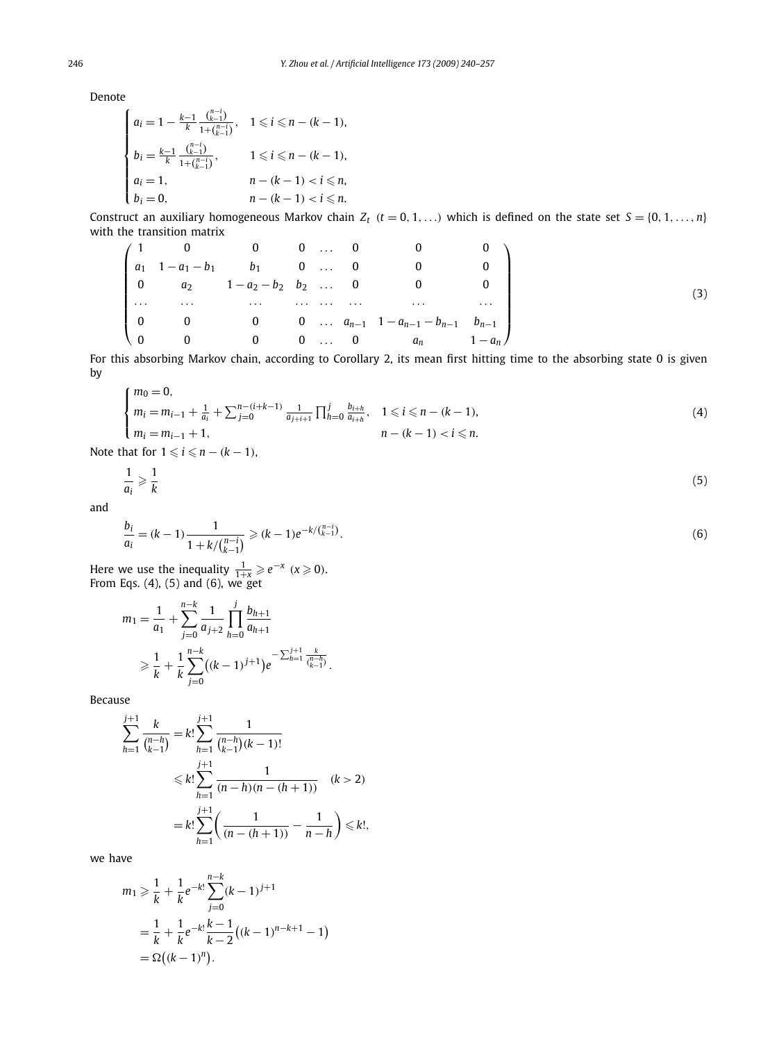Denote

$$
\begin{cases}
a_i = 1 - \frac{k-1}{k} \frac{\binom{n-i}{k-1}}{1+\binom{n-i}{k-1}}, & 1 \leqslant i \leqslant n-(k-1), \\
b_i = \frac{k-1}{k} \frac{\binom{n-i}{k-1}}{1+\binom{n-i}{k-1}}, & 1 \leqslant i \leqslant n-(k-1), \\
a_i = 1, & n-(k-1) < i \leqslant n, \\
b_i = 0, & n-(k-1) < i \leqslant n.
\end{cases}
$$

Construct an auxiliary homogeneous Markov chain $Z_t$ $(t = 0, 1, \ldots)$ which is defined on the state set $S = \{0, 1, \ldots, n\}$ with the transition matrix

$$
\begin{pmatrix}
1 & 0 & 0 & 0 & \ldots & 0 & 0 & 0 \\
a_1 & 1-a_1-b_1 & b_1 & 0 & \ldots & 0 & 0 & 0 \\
0 & a_2 & 1-a_2-b_2 & b_2 & \ldots & 0 & 0 & 0 \\
\ldots & \ldots & \ldots & \ldots & \ldots & \ldots & \ldots & \ldots \\
0 & 0 & 0 & 0 & \ldots & a_{n-1} & 1-a_{n-1}-b_{n-1} & b_{n-1} \\
0 & 0 & 0 & 0 & \ldots & 0 & a_n & 1-a_n
\end{pmatrix} \tag{3}
$$

For this absorbing Markov chain, according to Corollary 2, its mean first hitting time to the absorbing state 0 is given by

$$
\begin{cases}
m_0 = 0, \\
m_i = m_{i-1} + \frac{1}{a_i} + \sum_{j=0}^{n-(i+k-1)} \frac{1}{a_{j+i+1}} \prod_{h=0}^{j} \frac{b_{i+h}}{a_{i+h}}, & 1 \leqslant i \leqslant n-(k-1), \\
m_i = m_{i-1} + 1, & n-(k-1) < i \leqslant n.
\end{cases} \tag{4}
$$

Note that for $1 \leqslant i \leqslant n-(k-1)$,

$$
\frac{1}{a_i} \geqslant \frac{1}{k} \tag{5}
$$

and

$$
\frac{b_i}{a_i} = (k-1)\frac{1}{1+k/\binom{n-i}{k-1}} \geqslant (k-1)e^{-k/\binom{n-i}{k-1}}. \tag{6}
$$

Here we use the inequality $\frac{1}{1+x} \geqslant e^{-x}$ $(x \geqslant 0)$.
From Eqs. (4), (5) and (6), we get

$$
\begin{aligned}
m_1 &= \frac{1}{a_1} + \sum_{j=0}^{n-k} \frac{1}{a_{j+2}} \prod_{h=0}^{j} \frac{b_{h+1}}{a_{h+1}} \\
&\geqslant \frac{1}{k} + \frac{1}{k} \sum_{j=0}^{n-k} \left((k-1)^{j+1}\right) e^{-\sum_{h=1}^{j+1} \frac{k}{\binom{n-h}{k-1}}}.
\end{aligned}
$$

Because

$$
\begin{aligned}
\sum_{h=1}^{j+1} \frac{k}{\binom{n-h}{k-1}} &= k! \sum_{h=1}^{j+1} \frac{1}{\binom{n-h}{k-1}(k-1)!} \\
&\leqslant k! \sum_{h=1}^{j+1} \frac{1}{(n-h)(n-(h+1))} \quad (k > 2) \\
&= k! \sum_{h=1}^{j+1} \left( \frac{1}{(n-(h+1))} - \frac{1}{n-h} \right) \leqslant k!,
\end{aligned}
$$

we have

$$
\begin{aligned}
m_1 &\geqslant \frac{1}{k} + \frac{1}{k} e^{-k!} \sum_{j=0}^{n-k} (k-1)^{j+1} \\
&= \frac{1}{k} + \frac{1}{k} e^{-k!} \frac{k-1}{k-2} \left( (k-1)^{n-k+1} - 1 \right) \\
&= \Omega\left( (k-1)^n \right).
\end{aligned}
$$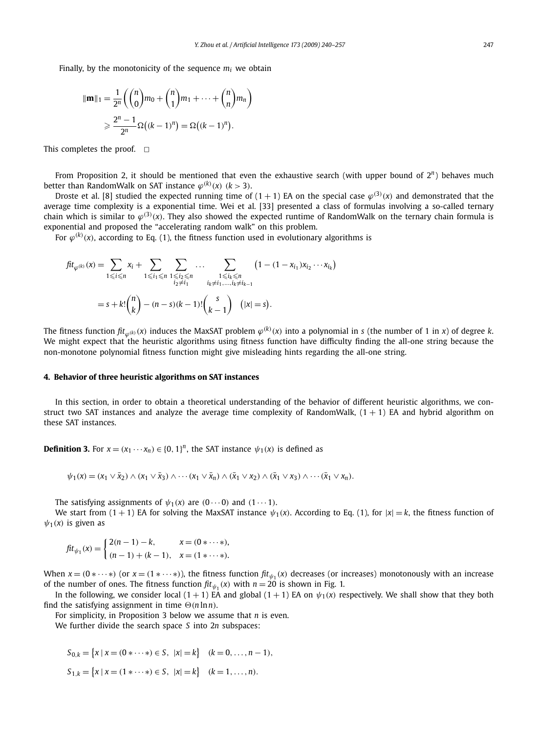Finally, by the monotonicity of the sequence $m_i$ we obtain

$$\|\mathbf{m}\|_1 = \frac{1}{2^n}\left(\binom{n}{0}m_0 + \binom{n}{1}m_1 + \cdots + \binom{n}{n}m_n\right)$$
$$\geqslant \frac{2^n - 1}{2^n}\Omega\big((k-1)^n\big) = \Omega\big((k-1)^n\big).$$

This completes the proof. □

From Proposition 2, it should be mentioned that even the exhaustive search (with upper bound of $2^n$) behaves much better than RandomWalk on SAT instance $\varphi^{(k)}(x)$ $(k > 3)$.

Droste et al. [8] studied the expected running time of $(1+1)$ EA on the special case $\varphi^{(3)}(x)$ and demonstrated that the average time complexity is a exponential time. Wei et al. [33] presented a class of formulas involving a so-called ternary chain which is similar to $\varphi^{(3)}(x)$. They also showed the expected runtime of RandomWalk on the ternary chain formula is exponential and proposed the "accelerating random walk" on this problem.

For $\varphi^{(k)}(x)$, according to Eq. (1), the fitness function used in evolutionary algorithms is

$$fit_{\varphi^{(k)}}(x) = \sum_{1\leqslant i\leqslant n} x_i + \sum_{1\leqslant i_1\leqslant n}\sum_{\substack{1\leqslant i_2\leqslant n\\ i_2\neq i_1}}\cdots\sum_{\substack{1\leqslant i_k\leqslant n\\ i_k\neq i_1,\ldots,i_k\neq i_{k-1}}}\big(1-(1-x_{i_1})x_{i_2}\cdots x_{i_k}\big)$$
$$= s + k!\binom{n}{k} - (n-s)(k-1)!\binom{s}{k-1} \quad \big(|x| = s\big).$$

The fitness function $fit_{\varphi^{(k)}}(x)$ induces the MaxSAT problem $\varphi^{(k)}(x)$ into a polynomial in $s$ (the number of 1 in $x$) of degree $k$. We might expect that the heuristic algorithms using fitness function have difficulty finding the all-one string because the non-monotone polynomial fitness function might give misleading hints regarding the all-one string.

## 4. Behavior of three heuristic algorithms on SAT instances

In this section, in order to obtain a theoretical understanding of the behavior of different heuristic algorithms, we construct two SAT instances and analyze the average time complexity of RandomWalk, $(1+1)$ EA and hybrid algorithm on these SAT instances.

**Definition 3.** For $x = (x_1\cdots x_n) \in \{0,1\}^n$, the SAT instance $\psi_1(x)$ is defined as

$$\psi_1(x) = (x_1 \vee \bar{x}_2) \wedge (x_1 \vee \bar{x}_3) \wedge \cdots (x_1 \vee \bar{x}_n) \wedge (\bar{x}_1 \vee x_2) \wedge (\bar{x}_1 \vee x_3) \wedge \cdots (\bar{x}_1 \vee x_n).$$

The satisfying assignments of $\psi_1(x)$ are $(0\cdots 0)$ and $(1\cdots 1)$.

We start from $(1+1)$ EA for solving the MaxSAT instance $\psi_1(x)$. According to Eq. (1), for $|x| = k$, the fitness function of $\psi_1(x)$ is given as

$$fit_{\psi_1}(x) = \begin{cases} 2(n-1) - k, & x = (0*\cdots*),\\ (n-1) + (k-1), & x = (1*\cdots*).\end{cases}$$

When $x = (0*\cdots*)$ (or $x = (1*\cdots*)$), the fitness function $fit_{\psi_1}(x)$ decreases (or increases) monotonously with an increase of the number of ones. The fitness function $fit_{\psi_1}(x)$ with $n = 20$ is shown in Fig. 1.

In the following, we consider local $(1+1)$ EA and global $(1+1)$ EA on $\psi_1(x)$ respectively. We shall show that they both find the satisfying assignment in time $\Theta(n \ln n)$.

For simplicity, in Proposition 3 below we assume that $n$ is even.

We further divide the search space $S$ into $2n$ subspaces:

$$S_{0,k} = \big\{x \mid x = (0*\cdots*) \in S,\ |x| = k\big\} \quad (k = 0,\ldots,n-1),$$
$$S_{1,k} = \big\{x \mid x = (1*\cdots*) \in S,\ |x| = k\big\} \quad (k = 1,\ldots,n).$$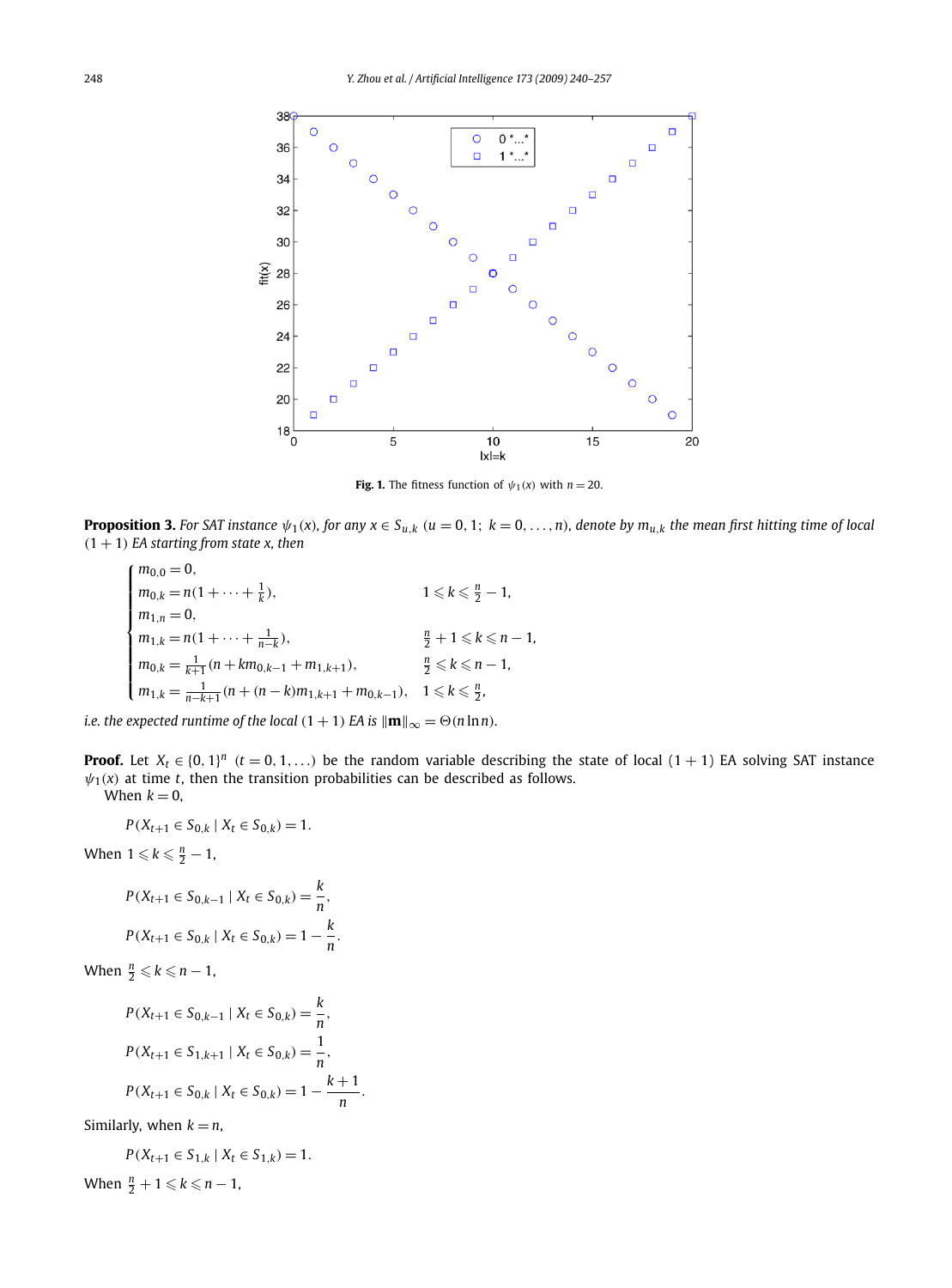**Fig. 1.** The fitness function of $\psi_1(x)$ with $n = 20$.

**Proposition 3.** *For SAT instance $\psi_1(x)$, for any $x \in S_{u,k}$ $(u = 0, 1;\ k = 0, \ldots, n)$, denote by $m_{u,k}$ the mean first hitting time of local $(1+1)$ EA starting from state $x$, then*

$$
\begin{cases}
m_{0,0} = 0, & \\
m_{0,k} = n(1 + \cdots + \frac{1}{k}), & 1 \leqslant k \leqslant \frac{n}{2} - 1, \\
m_{1,n} = 0, & \\
m_{1,k} = n(1 + \cdots + \frac{1}{n-k}), & \frac{n}{2} + 1 \leqslant k \leqslant n - 1, \\
m_{0,k} = \frac{1}{k+1}(n + k m_{0,k-1} + m_{1,k+1}), & \frac{n}{2} \leqslant k \leqslant n - 1, \\
m_{1,k} = \frac{1}{n-k+1}(n + (n-k) m_{1,k+1} + m_{0,k-1}), & 1 \leqslant k \leqslant \frac{n}{2},
\end{cases}
$$

*i.e. the expected runtime of the local $(1+1)$ EA is $\|\mathbf{m}\|_\infty = \Theta(n \ln n)$.*

**Proof.** Let $X_t \in \{0,1\}^n$ $(t = 0, 1, \ldots)$ be the random variable describing the state of local $(1+1)$ EA solving SAT instance $\psi_1(x)$ at time $t$, then the transition probabilities can be described as follows.

When $k = 0$,

$$P(X_{t+1} \in S_{0,k} \mid X_t \in S_{0,k}) = 1.$$

When $1 \leqslant k \leqslant \frac{n}{2} - 1$,

$$P(X_{t+1} \in S_{0,k-1} \mid X_t \in S_{0,k}) = \frac{k}{n},$$

$$P(X_{t+1} \in S_{0,k} \mid X_t \in S_{0,k}) = 1 - \frac{k}{n}.$$

When $\frac{n}{2} \leqslant k \leqslant n - 1$,

$$P(X_{t+1} \in S_{0,k-1} \mid X_t \in S_{0,k}) = \frac{k}{n},$$

$$P(X_{t+1} \in S_{1,k+1} \mid X_t \in S_{0,k}) = \frac{1}{n},$$

$$P(X_{t+1} \in S_{0,k} \mid X_t \in S_{0,k}) = 1 - \frac{k+1}{n}.$$

Similarly, when $k = n$,

$$P(X_{t+1} \in S_{1,k} \mid X_t \in S_{1,k}) = 1.$$

When $\frac{n}{2} + 1 \leqslant k \leqslant n - 1$,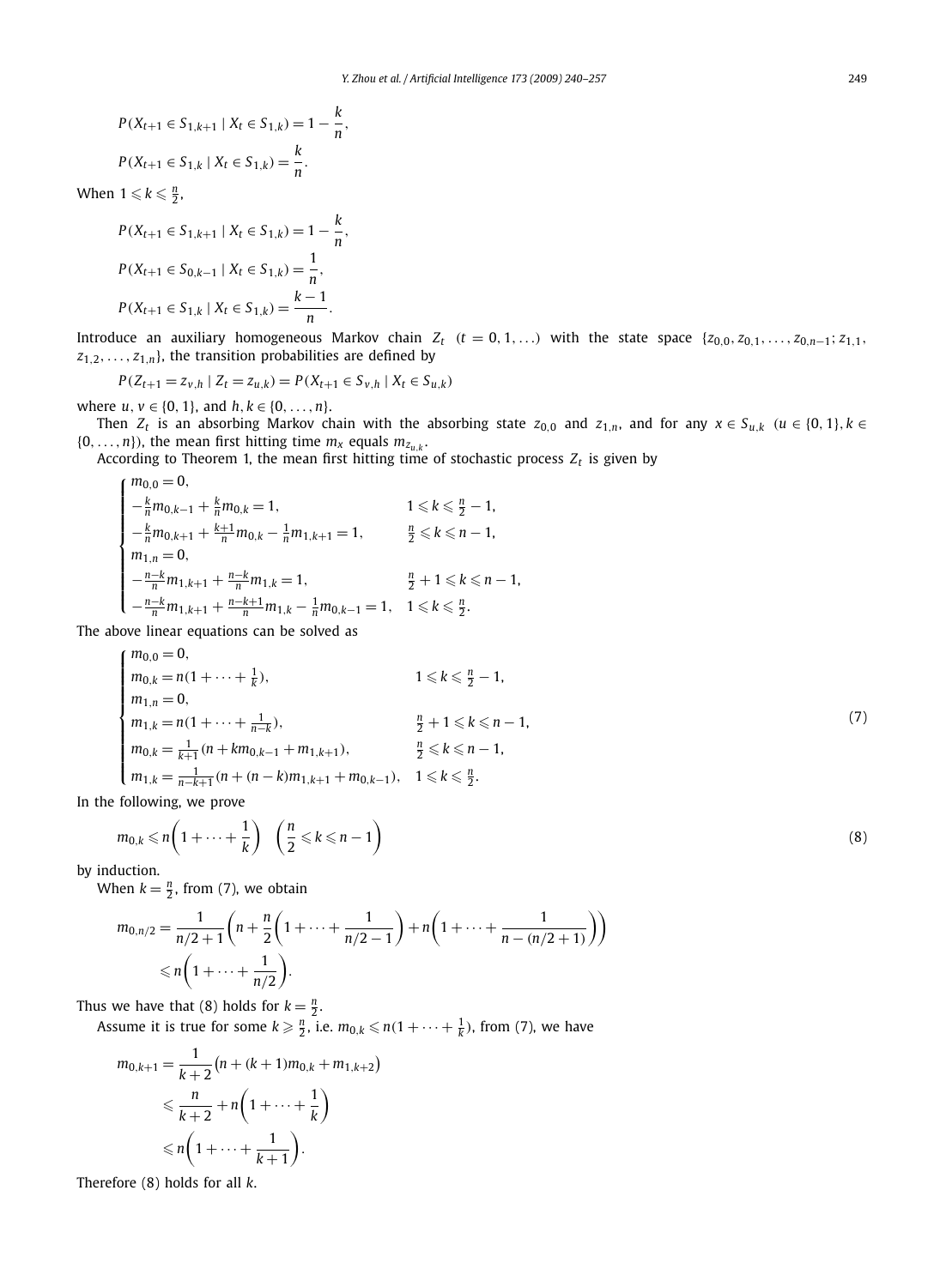$$P(X_{t+1} \in S_{1,k+1} \mid X_t \in S_{1,k}) = 1 - \frac{k}{n},$$

$$P(X_{t+1} \in S_{1,k} \mid X_t \in S_{1,k}) = \frac{k}{n}.$$

When $1 \leqslant k \leqslant \frac{n}{2}$,

$$P(X_{t+1} \in S_{1,k+1} \mid X_t \in S_{1,k}) = 1 - \frac{k}{n},$$

$$P(X_{t+1} \in S_{0,k-1} \mid X_t \in S_{1,k}) = \frac{1}{n},$$

$$P(X_{t+1} \in S_{1,k} \mid X_t \in S_{1,k}) = \frac{k-1}{n}.$$

Introduce an auxiliary homogeneous Markov chain $Z_t$ $(t = 0, 1, \ldots)$ with the state space $\{z_{0,0}, z_{0,1}, \ldots, z_{0,n-1}; z_{1,1}, z_{1,2}, \ldots, z_{1,n}\}$, the transition probabilities are defined by

$$P(Z_{t+1} = z_{v,h} \mid Z_t = z_{u,k}) = P(X_{t+1} \in S_{v,h} \mid X_t \in S_{u,k})$$

where $u, v \in \{0, 1\}$, and $h, k \in \{0, \ldots, n\}$.

Then $Z_t$ is an absorbing Markov chain with the absorbing state $z_{0,0}$ and $z_{1,n}$, and for any $x \in S_{u,k}$ $(u \in \{0, 1\}, k \in \{0, \ldots, n\})$, the mean first hitting time $m_x$ equals $m_{z_{u,k}}$.

According to Theorem 1, the mean first hitting time of stochastic process $Z_t$ is given by

$$\begin{cases} m_{0,0} = 0, \\ -\frac{k}{n} m_{0,k-1} + \frac{k}{n} m_{0,k} = 1, & 1 \leqslant k \leqslant \frac{n}{2} - 1, \\ -\frac{k}{n} m_{0,k+1} + \frac{k+1}{n} m_{0,k} - \frac{1}{n} m_{1,k+1} = 1, & \frac{n}{2} \leqslant k \leqslant n-1, \\ m_{1,n} = 0, \\ -\frac{n-k}{n} m_{1,k+1} + \frac{n-k}{n} m_{1,k} = 1, & \frac{n}{2} + 1 \leqslant k \leqslant n-1, \\ -\frac{n-k}{n} m_{1,k+1} + \frac{n-k+1}{n} m_{1,k} - \frac{1}{n} m_{0,k-1} = 1, & 1 \leqslant k \leqslant \frac{n}{2}. \end{cases}$$

The above linear equations can be solved as

$$\begin{cases} m_{0,0} = 0, \\ m_{0,k} = n(1 + \cdots + \frac{1}{k}), & 1 \leqslant k \leqslant \frac{n}{2} - 1, \\ m_{1,n} = 0, \\ m_{1,k} = n(1 + \cdots + \frac{1}{n-k}), & \frac{n}{2} + 1 \leqslant k \leqslant n-1, \\ m_{0,k} = \frac{1}{k+1}(n + k m_{0,k-1} + m_{1,k+1}), & \frac{n}{2} \leqslant k \leqslant n-1, \\ m_{1,k} = \frac{1}{n-k+1}(n + (n-k) m_{1,k+1} + m_{0,k-1}), & 1 \leqslant k \leqslant \frac{n}{2}. \end{cases} \tag{7}$$

In the following, we prove

$$m_{0,k} \leqslant n\left(1 + \cdots + \frac{1}{k}\right) \quad \left(\frac{n}{2} \leqslant k \leqslant n-1\right) \tag{8}$$

by induction.

When $k = \frac{n}{2}$, from (7), we obtain

$$\begin{aligned} m_{0,n/2} &= \frac{1}{n/2+1}\left(n + \frac{n}{2}\left(1 + \cdots + \frac{1}{n/2-1}\right) + n\left(1 + \cdots + \frac{1}{n-(n/2+1)}\right)\right) \\ &\leqslant n\left(1 + \cdots + \frac{1}{n/2}\right). \end{aligned}$$

Thus we have that (8) holds for $k = \frac{n}{2}$.

Assume it is true for some $k \geqslant \frac{n}{2}$, i.e. $m_{0,k} \leqslant n(1 + \cdots + \frac{1}{k})$, from (7), we have

$$\begin{aligned} m_{0,k+1} &= \frac{1}{k+2}\left(n + (k+1) m_{0,k} + m_{1,k+2}\right) \\ &\leqslant \frac{n}{k+2} + n\left(1 + \cdots + \frac{1}{k}\right) \\ &\leqslant n\left(1 + \cdots + \frac{1}{k+1}\right). \end{aligned}$$

Therefore (8) holds for all $k$.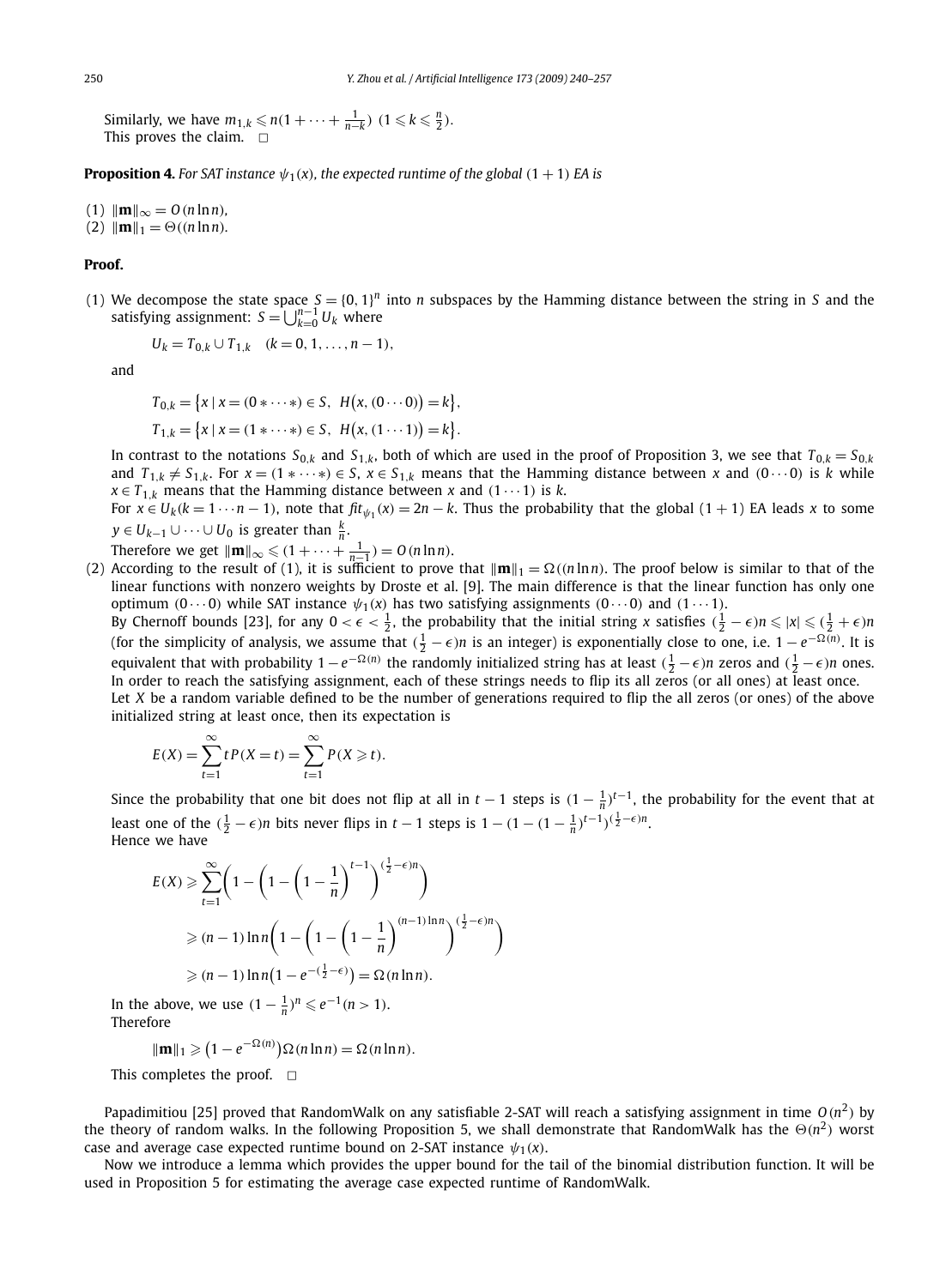Similarly, we have $m_{1,k} \leqslant n(1 + \cdots + \frac{1}{n-k})$ $(1 \leqslant k \leqslant \frac{n}{2})$.
This proves the claim. $\square$

**Proposition 4.** *For SAT instance $\psi_1(x)$, the expected runtime of the global $(1+1)$ EA is*

(1) $\|\mathbf{m}\|_\infty = O(n \ln n)$,
(2) $\|\mathbf{m}\|_1 = \Theta((n \ln n)$.

**Proof.**

(1) We decompose the state space $S = \{0,1\}^n$ into $n$ subspaces by the Hamming distance between the string in $S$ and the satisfying assignment: $S = \bigcup_{k=0}^{n-1} U_k$ where

$$U_k = T_{0,k} \cup T_{1,k} \quad (k = 0, 1, \ldots, n-1),$$

and

$$T_{0,k} = \{x \mid x = (0 * \cdots *) \in S,\ H(x, (0 \cdots 0)) = k\},$$

$$T_{1,k} = \{x \mid x = (1 * \cdots *) \in S,\ H(x, (1 \cdots 1)) = k\}.$$

In contrast to the notations $S_{0,k}$ and $S_{1,k}$, both of which are used in the proof of Proposition 3, we see that $T_{0,k} = S_{0,k}$ and $T_{1,k} \neq S_{1,k}$. For $x = (1 * \cdots *) \in S$, $x \in S_{1,k}$ means that the Hamming distance between $x$ and $(0 \cdots 0)$ is $k$ while $x \in T_{1,k}$ means that the Hamming distance between $x$ and $(1 \cdots 1)$ is $k$.

For $x \in U_k (k = 1 \cdots n-1)$, note that $fit_{\psi_1}(x) = 2n - k$. Thus the probability that the global $(1+1)$ EA leads $x$ to some $y \in U_{k-1} \cup \cdots \cup U_0$ is greater than $\frac{k}{n}$.

Therefore we get $\|\mathbf{m}\|_\infty \leqslant (1 + \cdots + \frac{1}{n-1}) = O(n \ln n)$.

(2) According to the result of (1), it is sufficient to prove that $\|\mathbf{m}\|_1 = \Omega((n \ln n)$. The proof below is similar to that of the linear functions with nonzero weights by Droste et al. [9]. The main difference is that the linear function has only one optimum $(0 \cdots 0)$ while SAT instance $\psi_1(x)$ has two satisfying assignments $(0 \cdots 0)$ and $(1 \cdots 1)$.

By Chernoff bounds [23], for any $0 < \epsilon < \frac{1}{2}$, the probability that the initial string $x$ satisfies $(\frac{1}{2} - \epsilon)n \leqslant |x| \leqslant (\frac{1}{2} + \epsilon)n$ (for the simplicity of analysis, we assume that $(\frac{1}{2} - \epsilon)n$ is an integer) is exponentially close to one, i.e. $1 - e^{-\Omega(n)}$. It is equivalent that with probability $1 - e^{-\Omega(n)}$ the randomly initialized string has at least $(\frac{1}{2} - \epsilon)n$ zeros and $(\frac{1}{2} - \epsilon)n$ ones. In order to reach the satisfying assignment, each of these strings needs to flip its all zeros (or all ones) at least once.

Let $X$ be a random variable defined to be the number of generations required to flip the all zeros (or ones) of the above initialized string at least once, then its expectation is

$$E(X) = \sum_{t=1}^{\infty} t P(X = t) = \sum_{t=1}^{\infty} P(X \geqslant t).$$

Since the probability that one bit does not flip at all in $t-1$ steps is $(1 - \frac{1}{n})^{t-1}$, the probability for the event that at least one of the $(\frac{1}{2} - \epsilon)n$ bits never flips in $t-1$ steps is $1 - (1 - (1 - \frac{1}{n})^{t-1})^{(\frac{1}{2} - \epsilon)n}$.

Hence we have

$$E(X) \geqslant \sum_{t=1}^{\infty} \left(1 - \left(1 - \left(1 - \frac{1}{n}\right)^{t-1}\right)^{(\frac{1}{2} - \epsilon)n}\right)$$

$$\geqslant (n-1)\ln n \left(1 - \left(1 - \left(1 - \frac{1}{n}\right)^{(n-1)\ln n}\right)^{(\frac{1}{2} - \epsilon)n}\right)$$

$$\geqslant (n-1)\ln n \left(1 - e^{-(\frac{1}{2} - \epsilon)}\right) = \Omega(n \ln n).$$

In the above, we use $(1 - \frac{1}{n})^n \leqslant e^{-1} (n > 1)$.

Therefore

$$\|\mathbf{m}\|_1 \geqslant \left(1 - e^{-\Omega(n)}\right)\Omega(n \ln n) = \Omega(n \ln n).$$

This completes the proof. $\square$

Papadimitiou [25] proved that RandomWalk on any satisfiable 2-SAT will reach a satisfying assignment in time $O(n^2)$ by the theory of random walks. In the following Proposition 5, we shall demonstrate that RandomWalk has the $\Theta(n^2)$ worst case and average case expected runtime bound on 2-SAT instance $\psi_1(x)$.

Now we introduce a lemma which provides the upper bound for the tail of the binomial distribution function. It will be used in Proposition 5 for estimating the average case expected runtime of RandomWalk.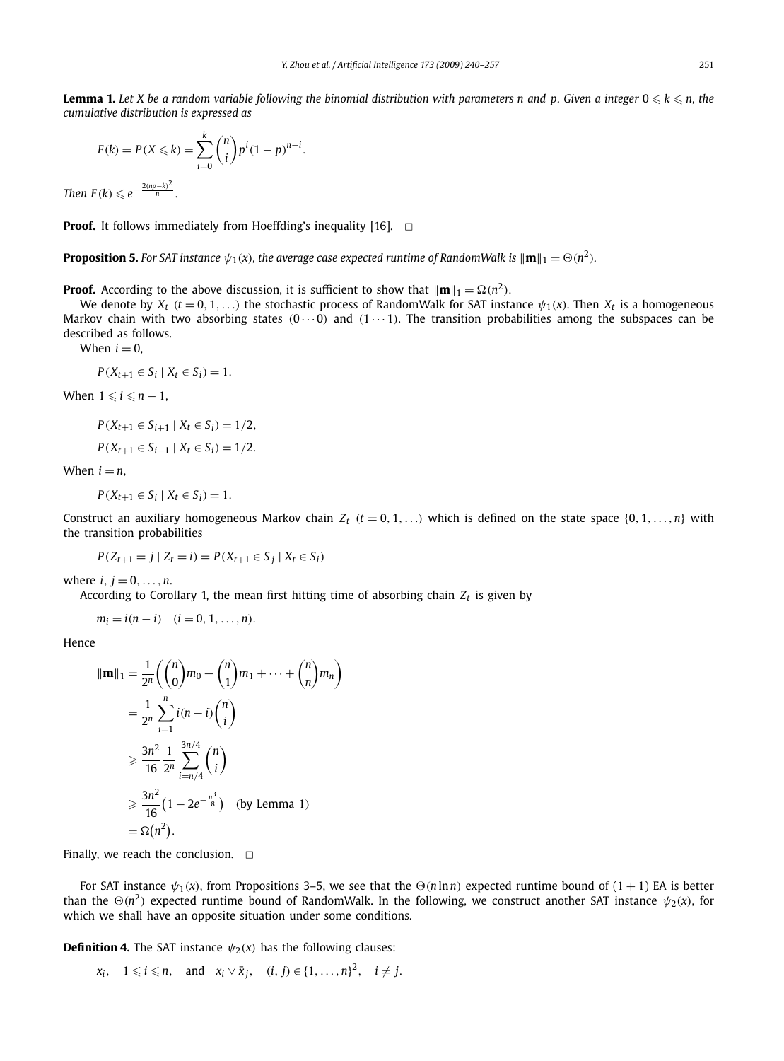**Lemma 1.** *Let $X$ be a random variable following the binomial distribution with parameters $n$ and $p$. Given a integer $0 \leqslant k \leqslant n$, the cumulative distribution is expressed as*

$$F(k) = P(X \leqslant k) = \sum_{i=0}^{k} \binom{n}{i} p^i (1-p)^{n-i}.$$

*Then $F(k) \leqslant e^{-\frac{2(np-k)^2}{n}}$.*

**Proof.** It follows immediately from Hoeffding's inequality [16]. $\square$

**Proposition 5.** *For SAT instance $\psi_1(x)$, the average case expected runtime of RandomWalk is $\|\mathbf{m}\|_1 = \Theta(n^2)$.*

**Proof.** According to the above discussion, it is sufficient to show that $\|\mathbf{m}\|_1 = \Omega(n^2)$.

We denote by $X_t$ $(t = 0, 1, \ldots)$ the stochastic process of RandomWalk for SAT instance $\psi_1(x)$. Then $X_t$ is a homogeneous Markov chain with two absorbing states $(0 \cdots 0)$ and $(1 \cdots 1)$. The transition probabilities among the subspaces can be described as follows.

When $i = 0$,

$$P(X_{t+1} \in S_i \mid X_t \in S_i) = 1.$$

When $1 \leqslant i \leqslant n-1$,

$$P(X_{t+1} \in S_{i+1} \mid X_t \in S_i) = 1/2,$$

$$P(X_{t+1} \in S_{i-1} \mid X_t \in S_i) = 1/2.$$

When $i = n$,

$$P(X_{t+1} \in S_i \mid X_t \in S_i) = 1.$$

Construct an auxiliary homogeneous Markov chain $Z_t$ $(t = 0, 1, \ldots)$ which is defined on the state space $\{0, 1, \ldots, n\}$ with the transition probabilities

$$P(Z_{t+1} = j \mid Z_t = i) = P(X_{t+1} \in S_j \mid X_t \in S_i)$$

where $i, j = 0, \ldots, n$.

According to Corollary 1, the mean first hitting time of absorbing chain $Z_t$ is given by

$$m_i = i(n-i) \quad (i = 0, 1, \ldots, n).$$

Hence

$$\begin{aligned}
\|\mathbf{m}\|_1 &= \frac{1}{2^n}\left(\binom{n}{0} m_0 + \binom{n}{1} m_1 + \cdots + \binom{n}{n} m_n\right) \\
&= \frac{1}{2^n} \sum_{i=1}^{n} i(n-i)\binom{n}{i} \\
&\geqslant \frac{3n^2}{16} \frac{1}{2^n} \sum_{i=n/4}^{3n/4} \binom{n}{i} \\
&\geqslant \frac{3n^2}{16}\left(1 - 2e^{-\frac{n^3}{8}}\right) \quad \text{(by Lemma 1)} \\
&= \Omega(n^2).
\end{aligned}$$

Finally, we reach the conclusion. $\square$

For SAT instance $\psi_1(x)$, from Propositions 3–5, we see that the $\Theta(n \ln n)$ expected runtime bound of (1 + 1) EA is better than the $\Theta(n^2)$ expected runtime bound of RandomWalk. In the following, we construct another SAT instance $\psi_2(x)$, for which we shall have an opposite situation under some conditions.

**Definition 4.** The SAT instance $\psi_2(x)$ has the following clauses:

$$x_i, \quad 1 \leqslant i \leqslant n, \quad \text{and} \quad x_i \vee \bar{x}_j, \quad (i, j) \in \{1, \ldots, n\}^2, \quad i \neq j.$$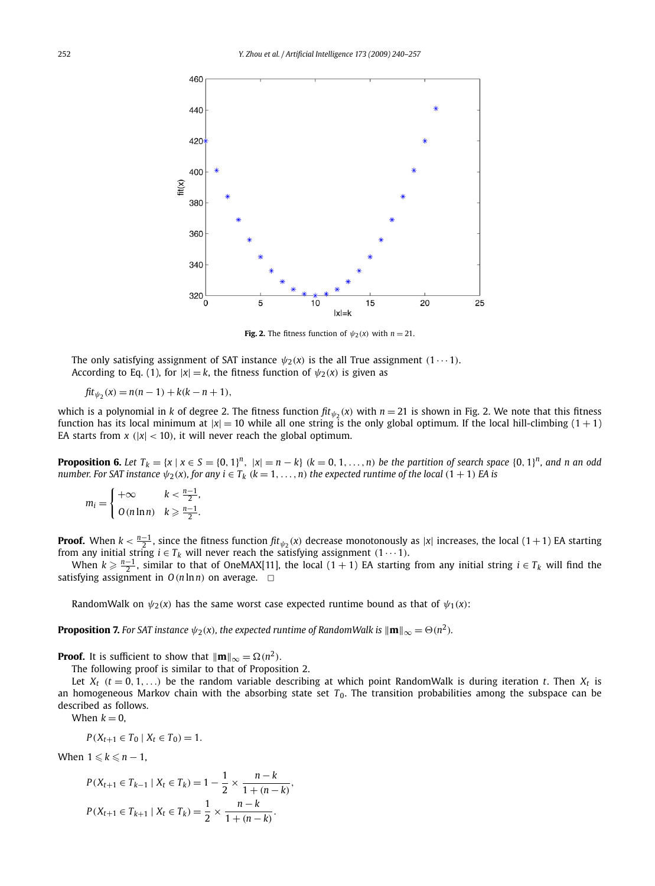**Fig. 2.** The fitness function of $\psi_2(x)$ with $n = 21$.

The only satisfying assignment of SAT instance $\psi_2(x)$ is the all True assignment $(1\cdots1)$.

According to Eq. (1), for $|x| = k$, the fitness function of $\psi_2(x)$ is given as

$$fit_{\psi_2}(x) = n(n-1) + k(k-n+1),$$

which is a polynomial in $k$ of degree 2. The fitness function $fit_{\psi_2}(x)$ with $n = 21$ is shown in Fig. 2. We note that this fitness function has its local minimum at $|x| = 10$ while all one string is the only global optimum. If the local hill-climbing $(1+1)$ EA starts from $x$ $(|x| < 10)$, it will never reach the global optimum.

**Proposition 6.** *Let $T_k = \{x \mid x \in S = \{0,1\}^n,\ |x| = n-k\}$ $(k = 0, 1, \ldots, n)$ be the partition of search space $\{0,1\}^n$, and $n$ an odd number. For SAT instance $\psi_2(x)$, for any $i \in T_k$ $(k = 1, \ldots, n)$ the expected runtime of the local $(1+1)$ EA is*

$$m_i = \begin{cases} +\infty & k < \frac{n-1}{2}, \\ O(n \ln n) & k \geqslant \frac{n-1}{2}. \end{cases}$$

**Proof.** When $k < \frac{n-1}{2}$, since the fitness function $fit_{\psi_2}(x)$ decrease monotonously as $|x|$ increases, the local $(1+1)$ EA starting from any initial string $i \in T_k$ will never reach the satisfying assignment $(1\cdots1)$.

When $k \geqslant \frac{n-1}{2}$, similar to that of OneMAX[11], the local $(1+1)$ EA starting from any initial string $i \in T_k$ will find the satisfying assignment in $O(n \ln n)$ on average. $\square$

RandomWalk on $\psi_2(x)$ has the same worst case expected runtime bound as that of $\psi_1(x)$:

**Proposition 7.** *For SAT instance $\psi_2(x)$, the expected runtime of RandomWalk is $\|\mathbf{m}\|_\infty = \Theta(n^2)$.*

**Proof.** It is sufficient to show that $\|\mathbf{m}\|_\infty = \Omega(n^2)$.

The following proof is similar to that of Proposition 2.

Let $X_t$ $(t = 0, 1, \ldots)$ be the random variable describing at which point RandomWalk is during iteration $t$. Then $X_t$ is an homogeneous Markov chain with the absorbing state set $T_0$. The transition probabilities among the subspace can be described as follows.

When $k = 0$,

$$P(X_{t+1} \in T_0 \mid X_t \in T_0) = 1.$$

When $1 \leqslant k \leqslant n-1$,

$$P(X_{t+1} \in T_{k-1} \mid X_t \in T_k) = 1 - \frac{1}{2} \times \frac{n-k}{1+(n-k)},$$

$$P(X_{t+1} \in T_{k+1} \mid X_t \in T_k) = \frac{1}{2} \times \frac{n-k}{1+(n-k)}.$$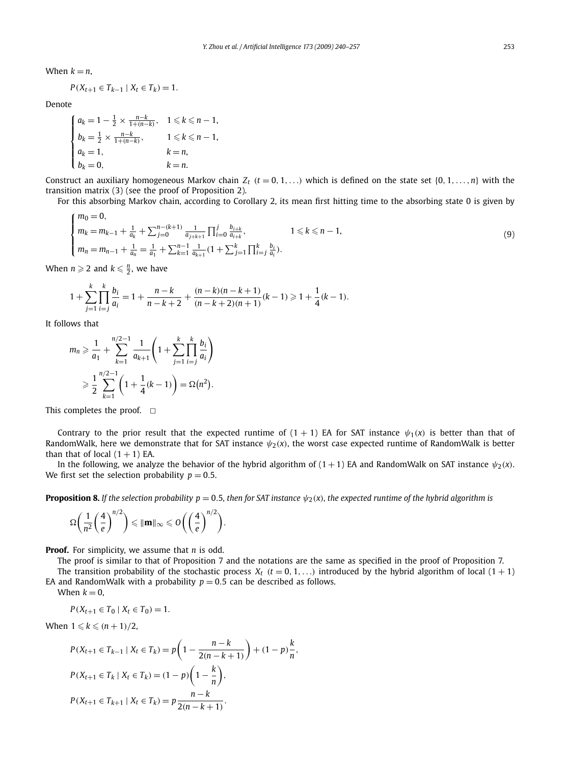When $k = n$,

$$P(X_{t+1} \in T_{k-1} \mid X_t \in T_k) = 1.$$

Denote

$$\begin{cases} a_k = 1 - \frac{1}{2} \times \frac{n-k}{1+(n-k)}, & 1 \leqslant k \leqslant n-1, \\ b_k = \frac{1}{2} \times \frac{n-k}{1+(n-k)}, & 1 \leqslant k \leqslant n-1, \\ a_k = 1, & k = n, \\ b_k = 0, & k = n. \end{cases}$$

Construct an auxiliary homogeneous Markov chain $Z_t$ $(t = 0, 1, \ldots)$ which is defined on the state set $\{0, 1, \ldots, n\}$ with the transition matrix (3) (see the proof of Proposition 2).

For this absorbing Markov chain, according to Corollary 2, its mean first hitting time to the absorbing state 0 is given by

$$\begin{cases} m_0 = 0, \\ m_k = m_{k-1} + \frac{1}{a_k} + \sum_{j=0}^{n-(k+1)} \frac{1}{a_{j+k+1}} \prod_{i=0}^{j} \frac{b_{i+k}}{a_{i+k}}, & 1 \leqslant k \leqslant n-1, \\ m_n = m_{n-1} + \frac{1}{a_n} = \frac{1}{a_1} + \sum_{k=1}^{n-1} \frac{1}{a_{k+1}} (1 + \sum_{j=1}^{k} \prod_{i=j}^{k} \frac{b_i}{a_i}). \end{cases} \tag{9}$$

When $n \geqslant 2$ and $k \leqslant \frac{n}{2}$, we have

$$1 + \sum_{j=1}^{k} \prod_{i=j}^{k} \frac{b_i}{a_i} = 1 + \frac{n-k}{n-k+2} + \frac{(n-k)(n-k+1)}{(n-k+2)(n+1)}(k-1) \geqslant 1 + \frac{1}{4}(k-1).$$

It follows that

$$\begin{aligned} m_n &\geqslant \frac{1}{a_1} + \sum_{k=1}^{n/2-1} \frac{1}{a_{k+1}} \left( 1 + \sum_{j=1}^{k} \prod_{i=j}^{k} \frac{b_i}{a_i} \right) \\ &\geqslant \frac{1}{2} \sum_{k=1}^{n/2-1} \left( 1 + \frac{1}{4}(k-1) \right) = \Omega(n^2). \end{aligned}$$

This completes the proof. $\square$

Contrary to the prior result that the expected runtime of $(1+1)$ EA for SAT instance $\psi_1(x)$ is better than that of RandomWalk, here we demonstrate that for SAT instance $\psi_2(x)$, the worst case expected runtime of RandomWalk is better than that of local $(1+1)$ EA.

In the following, we analyze the behavior of the hybrid algorithm of $(1+1)$ EA and RandomWalk on SAT instance $\psi_2(x)$. We first set the selection probability $p = 0.5$.

**Proposition 8.** *If the selection probability $p = 0.5$, then for SAT instance $\psi_2(x)$, the expected runtime of the hybrid algorithm is*

$$\Omega\left( \frac{1}{n^2} \left( \frac{4}{e} \right)^{n/2} \right) \leqslant \|\mathbf{m}\|_\infty \leqslant O\left( \left( \frac{4}{e} \right)^{n/2} \right).$$

**Proof.** For simplicity, we assume that $n$ is odd.

The proof is similar to that of Proposition 7 and the notations are the same as specified in the proof of Proposition 7.

The transition probability of the stochastic process $X_t$ $(t = 0, 1, \ldots)$ introduced by the hybrid algorithm of local $(1+1)$ EA and RandomWalk with a probability $p = 0.5$ can be described as follows.

When $k = 0$,

$$P(X_{t+1} \in T_0 \mid X_t \in T_0) = 1.$$

When $1 \leqslant k \leqslant (n+1)/2$,

$$\begin{aligned} P(X_{t+1} \in T_{k-1} \mid X_t \in T_k) &= p\left(1 - \frac{n-k}{2(n-k+1)}\right) + (1-p)\frac{k}{n}, \\ P(X_{t+1} \in T_k \mid X_t \in T_k) &= (1-p)\left(1 - \frac{k}{n}\right), \\ P(X_{t+1} \in T_{k+1} \mid X_t \in T_k) &= p\frac{n-k}{2(n-k+1)}. \end{aligned}$$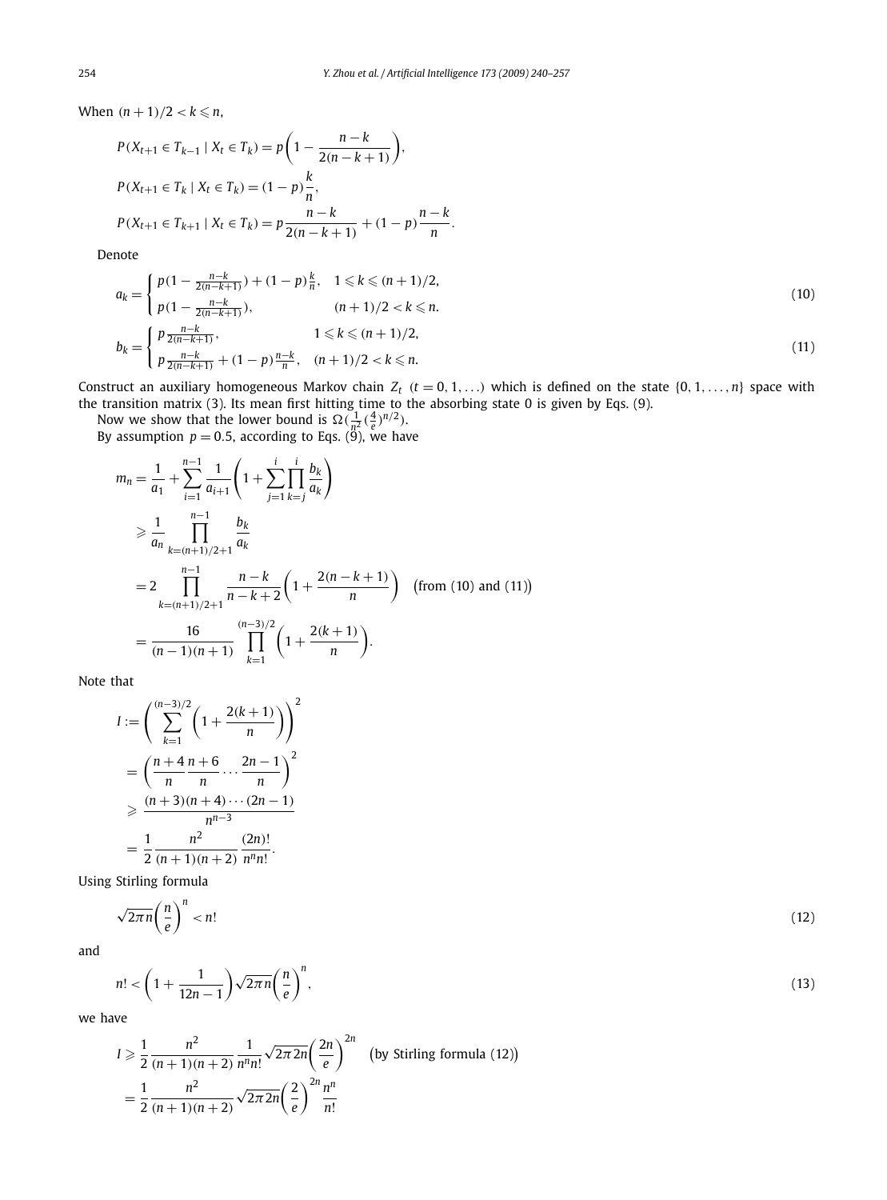When $(n+1)/2 < k \leqslant n$,

$$
\begin{aligned}
&P(X_{t+1} \in T_{k-1} \mid X_t \in T_k) = p\left(1 - \frac{n-k}{2(n-k+1)}\right), \\
&P(X_{t+1} \in T_k \mid X_t \in T_k) = (1-p)\frac{k}{n}, \\
&P(X_{t+1} \in T_{k+1} \mid X_t \in T_k) = p\frac{n-k}{2(n-k+1)} + (1-p)\frac{n-k}{n}.
\end{aligned}
$$

Denote

$$
a_k = \begin{cases} p(1 - \frac{n-k}{2(n-k+1)}) + (1-p)\frac{k}{n}, & 1 \leqslant k \leqslant (n+1)/2, \\ p(1 - \frac{n-k}{2(n-k+1)}), & (n+1)/2 < k \leqslant n. \end{cases} \tag{10}
$$

$$
b_k = \begin{cases} p\frac{n-k}{2(n-k+1)}, & 1 \leqslant k \leqslant (n+1)/2, \\ p\frac{n-k}{2(n-k+1)} + (1-p)\frac{n-k}{n}, & (n+1)/2 < k \leqslant n. \end{cases} \tag{11}
$$

Construct an auxiliary homogeneous Markov chain $Z_t$ $(t = 0, 1, \ldots)$ which is defined on the state $\{0, 1, \ldots, n\}$ space with the transition matrix (3). Its mean first hitting time to the absorbing state 0 is given by Eqs. (9).

Now we show that the lower bound is $\Omega(\frac{1}{n^2}(\frac{4}{e})^{n/2})$.

By assumption $p = 0.5$, according to Eqs. (9), we have

$$
\begin{aligned}
m_n &= \frac{1}{a_1} + \sum_{i=1}^{n-1} \frac{1}{a_{i+1}}\left(1 + \sum_{j=1}^{i}\prod_{k=j}^{i}\frac{b_k}{a_k}\right) \\
&\geqslant \frac{1}{a_n}\prod_{k=(n+1)/2+1}^{n-1}\frac{b_k}{a_k} \\
&= 2\prod_{k=(n+1)/2+1}^{n-1}\frac{n-k}{n-k+2}\left(1 + \frac{2(n-k+1)}{n}\right) \quad \text{(from (10) and (11))} \\
&= \frac{16}{(n-1)(n+1)}\prod_{k=1}^{(n-3)/2}\left(1 + \frac{2(k+1)}{n}\right).
\end{aligned}
$$

Note that

$$
\begin{aligned}
I &:= \left(\sum_{k=1}^{(n-3)/2}\left(1 + \frac{2(k+1)}{n}\right)\right)^2 \\
&= \left(\frac{n+4}{n}\frac{n+6}{n}\cdots\frac{2n-1}{n}\right)^2 \\
&\geqslant \frac{(n+3)(n+4)\cdots(2n-1)}{n^{n-3}} \\
&= \frac{1}{2}\frac{n^2}{(n+1)(n+2)}\frac{(2n)!}{n^n n!}.
\end{aligned}
$$

Using Stirling formula

$$
\sqrt{2\pi n}\left(\frac{n}{e}\right)^n < n! \tag{12}
$$

and

$$
n! < \left(1 + \frac{1}{12n-1}\right)\sqrt{2\pi n}\left(\frac{n}{e}\right)^n, \tag{13}
$$

we have

$$
\begin{aligned}
I &\geqslant \frac{1}{2}\frac{n^2}{(n+1)(n+2)}\frac{1}{n^n n!}\sqrt{2\pi 2n}\left(\frac{2n}{e}\right)^{2n} \quad \text{(by Stirling formula (12))} \\
&= \frac{1}{2}\frac{n^2}{(n+1)(n+2)}\sqrt{2\pi 2n}\left(\frac{2}{e}\right)^{2n}\frac{n^n}{n!}
\end{aligned}
$$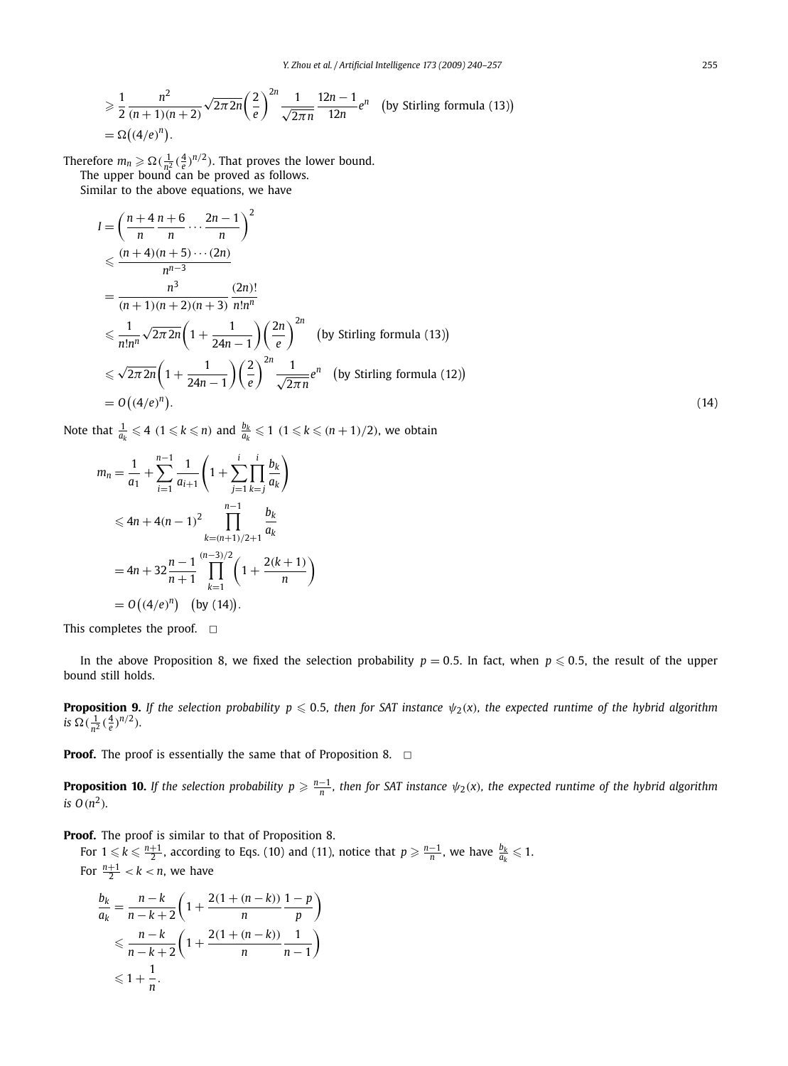$$
\begin{aligned}
&\geqslant \frac{1}{2}\frac{n^2}{(n+1)(n+2)}\sqrt{2\pi 2n}\left(\frac{2}{e}\right)^{2n}\frac{1}{\sqrt{2\pi n}}\frac{12n-1}{12n}e^n \quad \text{(by Stirling formula (13))}\\
&= \Omega\big((4/e)^n\big).
\end{aligned}
$$

Therefore $m_n \geqslant \Omega(\frac{1}{n^2}(\frac{4}{e})^{n/2})$. That proves the lower bound.

The upper bound can be proved as follows.

Similar to the above equations, we have

$$
\begin{aligned}
I &= \left(\frac{n+4}{n}\frac{n+6}{n}\cdots\frac{2n-1}{n}\right)^2\\
&\leqslant \frac{(n+4)(n+5)\cdots(2n)}{n^{n-3}}\\
&= \frac{n^3}{(n+1)(n+2)(n+3)}\frac{(2n)!}{n!n^n}\\
&\leqslant \frac{1}{n!n^n}\sqrt{2\pi 2n}\left(1+\frac{1}{24n-1}\right)\left(\frac{2n}{e}\right)^{2n} \quad \text{(by Stirling formula (13))}\\
&\leqslant \sqrt{2\pi 2n}\left(1+\frac{1}{24n-1}\right)\left(\frac{2}{e}\right)^{2n}\frac{1}{\sqrt{2\pi n}}e^n \quad \text{(by Stirling formula (12))}\\
&= O\big((4/e)^n\big).
\end{aligned}
\tag{14}
$$

Note that $\frac{1}{a_k} \leqslant 4$ $(1 \leqslant k \leqslant n)$ and $\frac{b_k}{a_k} \leqslant 1$ $(1 \leqslant k \leqslant (n+1)/2)$, we obtain

$$
\begin{aligned}
m_n &= \frac{1}{a_1} + \sum_{i=1}^{n-1}\frac{1}{a_{i+1}}\left(1+\sum_{j=1}^{i}\prod_{k=j}^{i}\frac{b_k}{a_k}\right)\\
&\leqslant 4n + 4(n-1)^2\prod_{k=(n+1)/2+1}^{n-1}\frac{b_k}{a_k}\\
&= 4n + 32\frac{n-1}{n+1}\prod_{k=1}^{(n-3)/2}\left(1+\frac{2(k+1)}{n}\right)\\
&= O\big((4/e)^n\big) \quad \text{(by (14))}.
\end{aligned}
$$

This completes the proof. □

In the above Proposition 8, we fixed the selection probability $p = 0.5$. In fact, when $p \leqslant 0.5$, the result of the upper bound still holds.

**Proposition 9.** *If the selection probability $p \leqslant 0.5$, then for SAT instance $\psi_2(x)$, the expected runtime of the hybrid algorithm is $\Omega(\frac{1}{n^2}(\frac{4}{e})^{n/2})$.*

**Proof.** The proof is essentially the same that of Proposition 8. □

**Proposition 10.** *If the selection probability $p \geqslant \frac{n-1}{n}$, then for SAT instance $\psi_2(x)$, the expected runtime of the hybrid algorithm is $O(n^2)$.*

**Proof.** The proof is similar to that of Proposition 8.

For $1 \leqslant k \leqslant \frac{n+1}{2}$, according to Eqs. (10) and (11), notice that $p \geqslant \frac{n-1}{n}$, we have $\frac{b_k}{a_k} \leqslant 1$.

For $\frac{n+1}{2} < k < n$, we have

$$
\begin{aligned}
\frac{b_k}{a_k} &= \frac{n-k}{n-k+2}\left(1+\frac{2(1+(n-k))}{n}\frac{1-p}{p}\right)\\
&\leqslant \frac{n-k}{n-k+2}\left(1+\frac{2(1+(n-k))}{n}\frac{1}{n-1}\right)\\
&\leqslant 1+\frac{1}{n}.
\end{aligned}
$$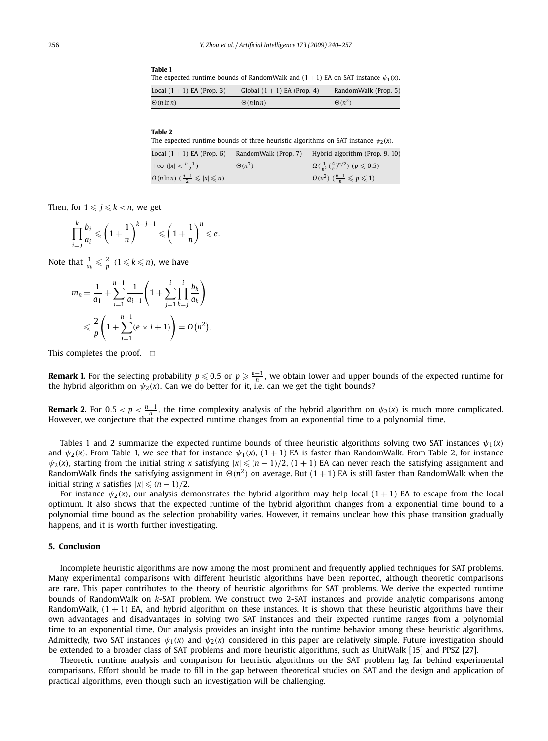**Table 1**
The expected runtime bounds of RandomWalk and $(1+1)$ EA on SAT instance $\psi_1(x)$.

| Local $(1+1)$ EA (Prop. 3) | Global $(1+1)$ EA (Prop. 4) | RandomWalk (Prop. 5) |
|---|---|---|
| $\Theta(n \ln n)$ | $\Theta(n \ln n)$ | $\Theta(n^2)$ |

**Table 2**
The expected runtime bounds of three heuristic algorithms on SAT instance $\psi_2(x)$.

| Local $(1+1)$ EA (Prop. 6) | RandomWalk (Prop. 7) | Hybrid algorithm (Prop. 9, 10) |
|---|---|---|
| $+\infty$ $(\lvert x\rvert < \frac{n-1}{2})$ | $\Theta(n^2)$ | $\Omega(\frac{1}{n^2}(\frac{4}{e})^{n/2})$ $(p \leqslant 0.5)$ |
| $O(n \ln n)$ $(\frac{n-1}{2} \leqslant \lvert x\rvert \leqslant n)$ | | $O(n^2)$ $(\frac{n-1}{n} \leqslant p \leqslant 1)$ |

Then, for $1 \leqslant j \leqslant k < n$, we get

$$\prod_{i=j}^{k} \frac{b_i}{a_i} \leqslant \left(1 + \frac{1}{n}\right)^{k-j+1} \leqslant \left(1 + \frac{1}{n}\right)^{n} \leqslant e.$$

Note that $\frac{1}{a_k} \leqslant \frac{2}{p}$ $(1 \leqslant k \leqslant n)$, we have

$$m_n = \frac{1}{a_1} + \sum_{i=1}^{n-1} \frac{1}{a_{i+1}} \left(1 + \sum_{j=1}^{i} \prod_{k=j}^{i} \frac{b_k}{a_k}\right)$$
$$\leqslant \frac{2}{p}\left(1 + \sum_{i=1}^{n-1} (e \times i + 1)\right) = O\left(n^2\right).$$

This completes the proof. $\square$

**Remark 1.** For the selecting probability $p \leqslant 0.5$ or $p \geqslant \frac{n-1}{n}$, we obtain lower and upper bounds of the expected runtime for the hybrid algorithm on $\psi_2(x)$. Can we do better for it, i.e. can we get the tight bounds?

**Remark 2.** For $0.5 < p < \frac{n-1}{n}$, the time complexity analysis of the hybrid algorithm on $\psi_2(x)$ is much more complicated. However, we conjecture that the expected runtime changes from an exponential time to a polynomial time.

Tables 1 and 2 summarize the expected runtime bounds of three heuristic algorithms solving two SAT instances $\psi_1(x)$ and $\psi_2(x)$. From Table 1, we see that for instance $\psi_1(x)$, $(1+1)$ EA is faster than RandomWalk. From Table 2, for instance $\psi_2(x)$, starting from the initial string $x$ satisfying $|x| \leqslant (n-1)/2$, $(1+1)$ EA can never reach the satisfying assignment and RandomWalk finds the satisfying assignment in $\Theta(n^2)$ on average. But $(1+1)$ EA is still faster than RandomWalk when the initial string $x$ satisfies $|x| \leqslant (n-1)/2$.

For instance $\psi_2(x)$, our analysis demonstrates the hybrid algorithm may help local $(1+1)$ EA to escape from the local optimum. It also shows that the expected runtime of the hybrid algorithm changes from a exponential time bound to a polynomial time bound as the selection probability varies. However, it remains unclear how this phase transition gradually happens, and it is worth further investigating.

## 5. Conclusion

Incomplete heuristic algorithms are now among the most prominent and frequently applied techniques for SAT problems. Many experimental comparisons with different heuristic algorithms have been reported, although theoretic comparisons are rare. This paper contributes to the theory of heuristic algorithms for SAT problems. We derive the expected runtime bounds of RandomWalk on $k$-SAT problem. We construct two 2-SAT instances and provide analytic comparisons among RandomWalk, $(1+1)$ EA, and hybrid algorithm on these instances. It is shown that these heuristic algorithms have their own advantages and disadvantages in solving two SAT instances and their expected runtime ranges from a polynomial time to an exponential time. Our analysis provides an insight into the runtime behavior among these heuristic algorithms. Admittedly, two SAT instances $\psi_1(x)$ and $\psi_2(x)$ considered in this paper are relatively simple. Future investigation should be extended to a broader class of SAT problems and more heuristic algorithms, such as UnitWalk [15] and PPSZ [27].

Theoretic runtime analysis and comparison for heuristic algorithms on the SAT problem lag far behind experimental comparisons. Effort should be made to fill in the gap between theoretical studies on SAT and the design and application of practical algorithms, even though such an investigation will be challenging.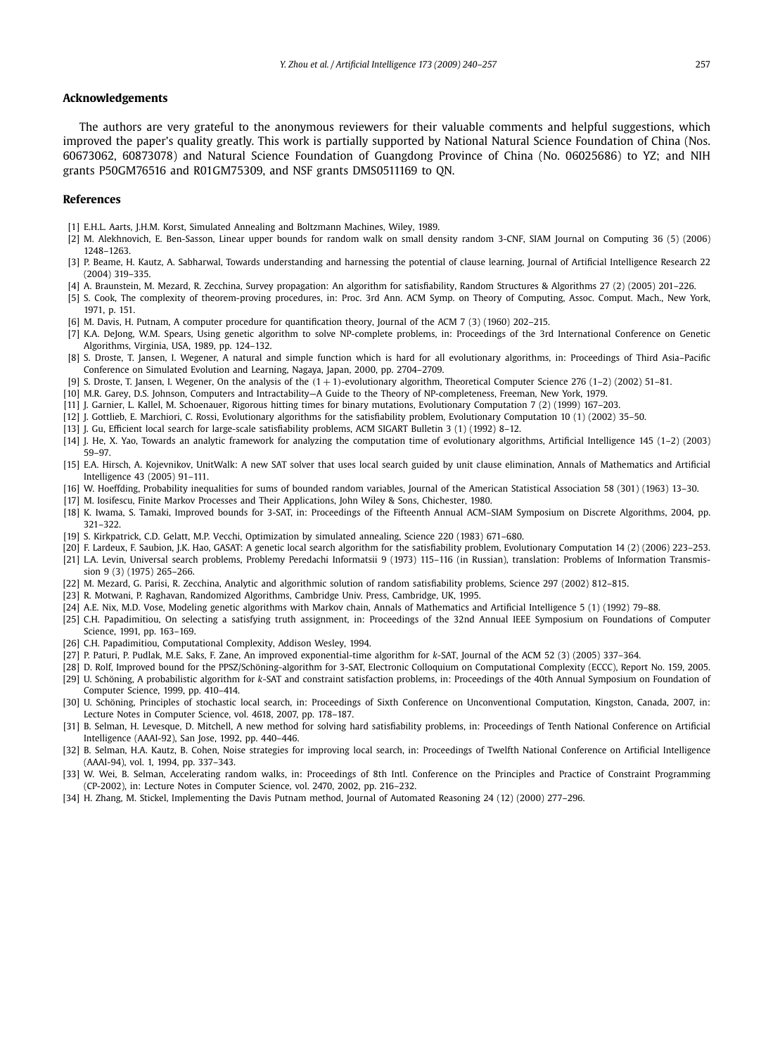## Acknowledgements

The authors are very grateful to the anonymous reviewers for their valuable comments and helpful suggestions, which improved the paper's quality greatly. This work is partially supported by National Natural Science Foundation of China (Nos. 60673062, 60873078) and Natural Science Foundation of Guangdong Province of China (No. 06025686) to YZ; and NIH grants P50GM76516 and R01GM75309, and NSF grants DMS0511169 to QN.

## References

[1] E.H.L. Aarts, J.H.M. Korst, Simulated Annealing and Boltzmann Machines, Wiley, 1989.

[2] M. Alekhnovich, E. Ben-Sasson, Linear upper bounds for random walk on small density random 3-CNF, SIAM Journal on Computing 36 (5) (2006) 1248–1263.

[3] P. Beame, H. Kautz, A. Sabharwal, Towards understanding and harnessing the potential of clause learning, Journal of Artificial Intelligence Research 22 (2004) 319–335.

[4] A. Braunstein, M. Mezard, R. Zecchina, Survey propagation: An algorithm for satisfiability, Random Structures & Algorithms 27 (2) (2005) 201–226.

[5] S. Cook, The complexity of theorem-proving procedures, in: Proc. 3rd Ann. ACM Symp. on Theory of Computing, Assoc. Comput. Mach., New York, 1971, p. 151.

[6] M. Davis, H. Putnam, A computer procedure for quantification theory, Journal of the ACM 7 (3) (1960) 202–215.

[7] K.A. DeJong, W.M. Spears, Using genetic algorithm to solve NP-complete problems, in: Proceedings of the 3rd International Conference on Genetic Algorithms, Virginia, USA, 1989, pp. 124–132.

[8] S. Droste, T. Jansen, I. Wegener, A natural and simple function which is hard for all evolutionary algorithms, in: Proceedings of Third Asia–Pacific Conference on Simulated Evolution and Learning, Nagaya, Japan, 2000, pp. 2704–2709.

[9] S. Droste, T. Jansen, I. Wegener, On the analysis of the $(1+1)$-evolutionary algorithm, Theoretical Computer Science 276 (1–2) (2002) 51–81.

[10] M.R. Garey, D.S. Johnson, Computers and Intractability—A Guide to the Theory of NP-completeness, Freeman, New York, 1979.

[11] J. Garnier, L. Kallel, M. Schoenauer, Rigorous hitting times for binary mutations, Evolutionary Computation 7 (2) (1999) 167–203.

[12] J. Gottlieb, E. Marchiori, C. Rossi, Evolutionary algorithms for the satisfiability problem, Evolutionary Computation 10 (1) (2002) 35–50.

[13] J. Gu, Efficient local search for large-scale satisfiability problems, ACM SIGART Bulletin 3 (1) (1992) 8–12.

[14] J. He, X. Yao, Towards an analytic framework for analyzing the computation time of evolutionary algorithms, Artificial Intelligence 145 (1–2) (2003) 59–97.

[15] E.A. Hirsch, A. Kojevnikov, UnitWalk: A new SAT solver that uses local search guided by unit clause elimination, Annals of Mathematics and Artificial Intelligence 43 (2005) 91–111.

[16] W. Hoeffding, Probability inequalities for sums of bounded random variables, Journal of the American Statistical Association 58 (301) (1963) 13–30.

[17] M. Iosifescu, Finite Markov Processes and Their Applications, John Wiley & Sons, Chichester, 1980.

[18] K. Iwama, S. Tamaki, Improved bounds for 3-SAT, in: Proceedings of the Fifteenth Annual ACM–SIAM Symposium on Discrete Algorithms, 2004, pp. 321–322.

[19] S. Kirkpatrick, C.D. Gelatt, M.P. Vecchi, Optimization by simulated annealing, Science 220 (1983) 671–680.

[20] F. Lardeux, F. Saubion, J.K. Hao, GASAT: A genetic local search algorithm for the satisfiability problem, Evolutionary Computation 14 (2) (2006) 223–253.

[21] L.A. Levin, Universal search problems, Problemy Peredachi Informatsii 9 (1973) 115–116 (in Russian), translation: Problems of Information Transmission 9 (3) (1975) 265–266.

[22] M. Mezard, G. Parisi, R. Zecchina, Analytic and algorithmic solution of random satisfiability problems, Science 297 (2002) 812–815.

[23] R. Motwani, P. Raghavan, Randomized Algorithms, Cambridge Univ. Press, Cambridge, UK, 1995.

[24] A.E. Nix, M.D. Vose, Modeling genetic algorithms with Markov chain, Annals of Mathematics and Artificial Intelligence 5 (1) (1992) 79–88.

[25] C.H. Papadimitiou, On selecting a satisfying truth assignment, in: Proceedings of the 32nd Annual IEEE Symposium on Foundations of Computer Science, 1991, pp. 163–169.

[26] C.H. Papadimitiou, Computational Complexity, Addison Wesley, 1994.

[27] P. Paturi, P. Pudlak, M.E. Saks, F. Zane, An improved exponential-time algorithm for *k*-SAT, Journal of the ACM 52 (3) (2005) 337–364.

[28] D. Rolf, Improved bound for the PPSZ/Schöning-algorithm for 3-SAT, Electronic Colloquium on Computational Complexity (ECCC), Report No. 159, 2005.

[29] U. Schöning, A probabilistic algorithm for *k*-SAT and constraint satisfaction problems, in: Proceedings of the 40th Annual Symposium on Foundation of Computer Science, 1999, pp. 410–414.

[30] U. Schöning, Principles of stochastic local search, in: Proceedings of Sixth Conference on Unconventional Computation, Kingston, Canada, 2007, in: Lecture Notes in Computer Science, vol. 4618, 2007, pp. 178–187.

[31] B. Selman, H. Levesque, D. Mitchell, A new method for solving hard satisfiability problems, in: Proceedings of Tenth National Conference on Artificial Intelligence (AAAI-92), San Jose, 1992, pp. 440–446.

[32] B. Selman, H.A. Kautz, B. Cohen, Noise strategies for improving local search, in: Proceedings of Twelfth National Conference on Artificial Intelligence (AAAI-94), vol. 1, 1994, pp. 337–343.

[33] W. Wei, B. Selman, Accelerating random walks, in: Proceedings of 8th Intl. Conference on the Principles and Practice of Constraint Programming (CP-2002), in: Lecture Notes in Computer Science, vol. 2470, 2002, pp. 216–232.

[34] H. Zhang, M. Stickel, Implementing the Davis Putnam method, Journal of Automated Reasoning 24 (12) (2000) 277–296.